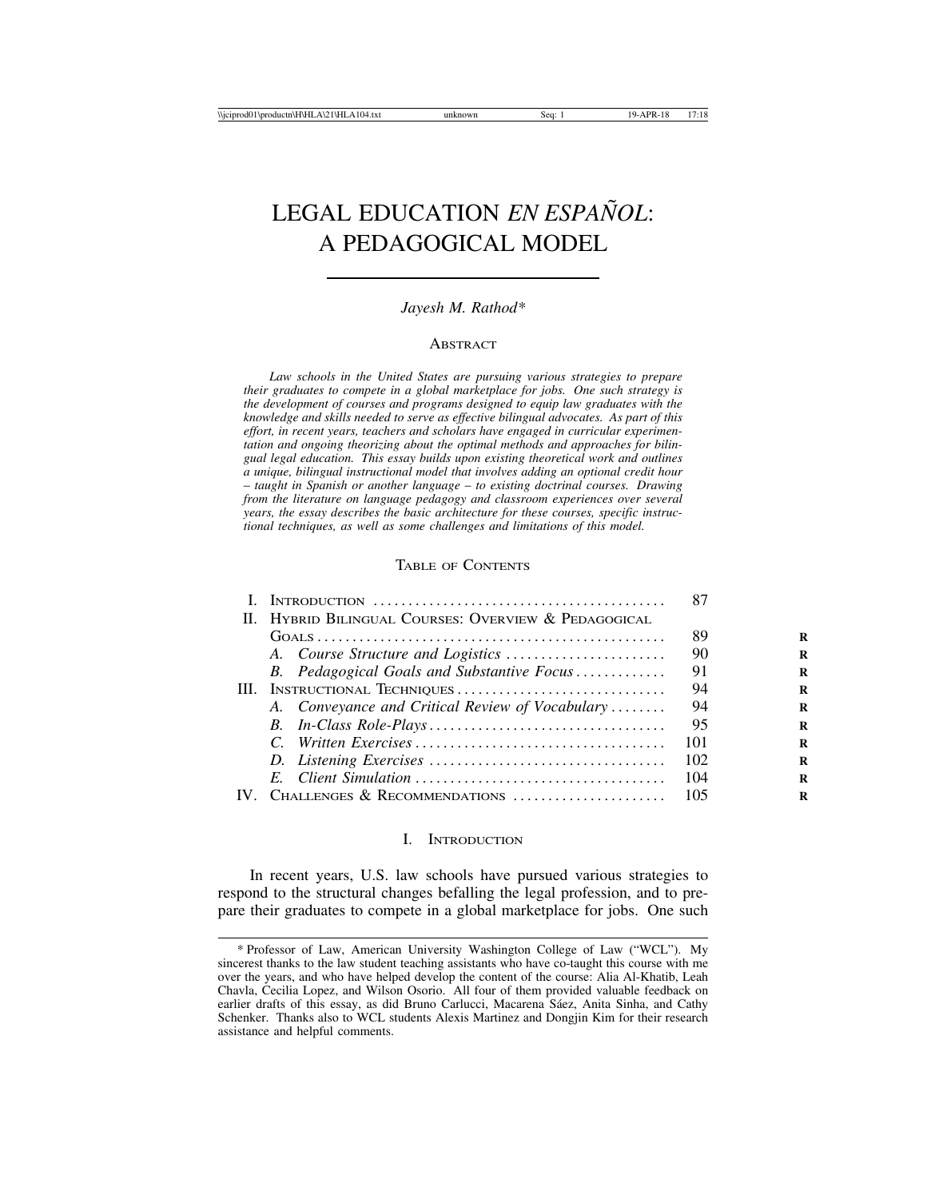# LEGAL EDUCATION *EN ESPAÑOL*: A PEDAGOGICAL MODEL

*Jayesh M. Rathod**

## Abstract

*Law schools in the United States are pursuing various strategies to prepare their graduates to compete in a global marketplace for jobs. One such strategy is the development of courses and programs designed to equip law graduates with the knowledge and skills needed to serve as effective bilingual advocates. As part of this effort, in recent years, teachers and scholars have engaged in curricular experimentation and ongoing theorizing about the optimal methods and approaches for bilingual legal education. This essay builds upon existing theoretical work and outlines a unique, bilingual instructional model that involves adding an optional credit hour – taught in Spanish or another language – to existing doctrinal courses. Drawing from the literature on language pedagogy and classroom experiences over several years, the essay describes the basic architecture for these courses, specific instructional techniques, as well as some challenges and limitations of this model.*

## Table of Contents

| | | |
|---|---|---|
| I. | Introduction | 87 |
| II. | Hybrid Bilingual Courses: Overview & Pedagogical Goals | 89 |
| | *A. Course Structure and Logistics* | 90 |
| | *B. Pedagogical Goals and Substantive Focus* | 91 |
| III. | Instructional Techniques | 94 |
| | *A. Conveyance and Critical Review of Vocabulary* | 94 |
| | *B. In-Class Role-Plays* | 95 |
| | *C. Written Exercises* | 101 |
| | *D. Listening Exercises* | 102 |
| | *E. Client Simulation* | 104 |
| IV. | Challenges & Recommendations | 105 |

## I. Introduction

In recent years, U.S. law schools have pursued various strategies to respond to the structural changes befalling the legal profession, and to prepare their graduates to compete in a global marketplace for jobs. One such

---

* Professor of Law, American University Washington College of Law ("WCL"). My sincerest thanks to the law student teaching assistants who have co-taught this course with me over the years, and who have helped develop the content of the course: Alia Al-Khatib, Leah Chavla, Cecilia Lopez, and Wilson Osorio. All four of them provided valuable feedback on earlier drafts of this essay, as did Bruno Carlucci, Macarena Sáez, Anita Sinha, and Cathy Schenker. Thanks also to WCL students Alexis Martinez and Dongjin Kim for their research assistance and helpful comments.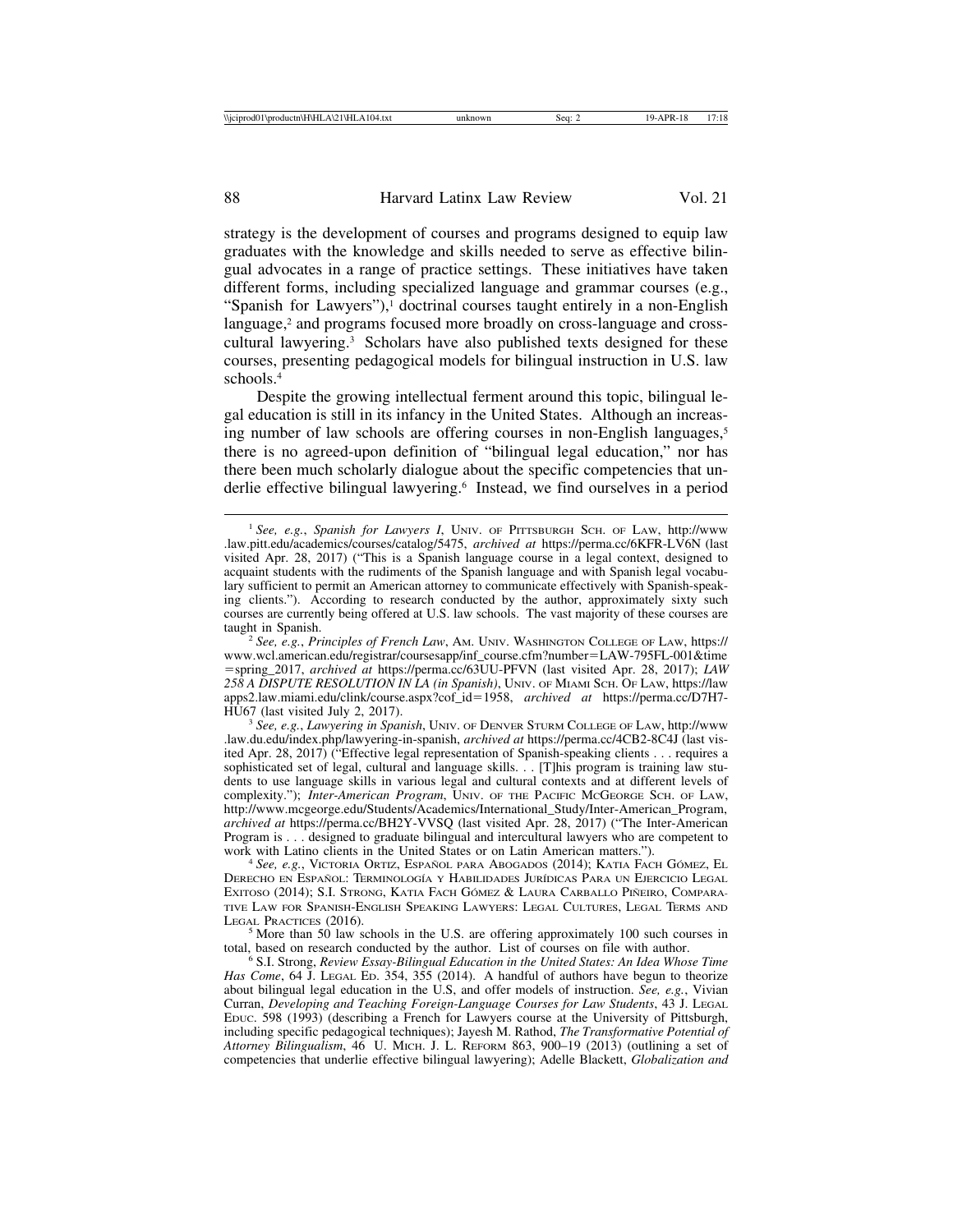strategy is the development of courses and programs designed to equip law graduates with the knowledge and skills needed to serve as effective bilingual advocates in a range of practice settings. These initiatives have taken different forms, including specialized language and grammar courses (e.g., "Spanish for Lawyers"),[1] doctrinal courses taught entirely in a non-English language,[2] and programs focused more broadly on cross-language and cross-cultural lawyering.[3] Scholars have also published texts designed for these courses, presenting pedagogical models for bilingual instruction in U.S. law schools.[4]

Despite the growing intellectual ferment around this topic, bilingual legal education is still in its infancy in the United States. Although an increasing number of law schools are offering courses in non-English languages,[5] there is no agreed-upon definition of "bilingual legal education," nor has there been much scholarly dialogue about the specific competencies that underlie effective bilingual lawyering.[6] Instead, we find ourselves in a period

---

[1] *See, e.g.*, *Spanish for Lawyers I*, Univ. of Pittsburgh Sch. of Law, http://www.law.pitt.edu/academics/courses/catalog/5475, *archived at* https://perma.cc/6KFR-LV6N (last visited Apr. 28, 2017) ("This is a Spanish language course in a legal context, designed to acquaint students with the rudiments of the Spanish language and with Spanish legal vocabulary sufficient to permit an American attorney to communicate effectively with Spanish-speaking clients."). According to research conducted by the author, approximately sixty such courses are currently being offered at U.S. law schools. The vast majority of these courses are taught in Spanish.

[2] *See, e.g.*, *Principles of French Law*, Am. Univ. Washington College of Law, https://www.wcl.american.edu/registrar/coursesapp/inf_course.cfm?number=LAW-795FL-001&time=spring_2017, *archived at* https://perma.cc/63UU-PFVN (last visited Apr. 28, 2017); *LAW 258 A DISPUTE RESOLUTION IN LA (in Spanish)*, Univ. of Miami Sch. Of Law, https://lawapps2.law.miami.edu/clink/course.aspx?cof_id=1958, *archived at* https://perma.cc/D7H7-HU67 (last visited July 2, 2017).

[3] *See, e.g.*, *Lawyering in Spanish*, Univ. of Denver Sturm College of Law, http://www.law.du.edu/index.php/lawyering-in-spanish, *archived at* https://perma.cc/4CB2-8C4J (last visited Apr. 28, 2017) ("Effective legal representation of Spanish-speaking clients . . . requires a sophisticated set of legal, cultural and language skills. . . [T]his program is training law students to use language skills in various legal and cultural contexts and at different levels of complexity."); *Inter-American Program*, Univ. of the Pacific McGeorge Sch. of Law, http://www.mcgeorge.edu/Students/Academics/International_Study/Inter-American_Program, *archived at* https://perma.cc/BH2Y-VVSQ (last visited Apr. 28, 2017) ("The Inter-American Program is . . . designed to graduate bilingual and intercultural lawyers who are competent to work with Latino clients in the United States or on Latin American matters.").

[4] *See, e.g.*, Victoria Ortiz, Español para Abogados (2014); Katia Fach Gómez, El Derecho en Español: Terminología y Habilidades Jurídicas Para un Ejercicio Legal Exitoso (2014); S.I. Strong, Katia Fach Gómez & Laura Carballo Piñeiro, Comparative Law for Spanish-English Speaking Lawyers: Legal Cultures, Legal Terms and Legal Practices (2016).

[5] More than 50 law schools in the U.S. are offering approximately 100 such courses in total, based on research conducted by the author. List of courses on file with author.

[6] S.I. Strong, *Review Essay-Bilingual Education in the United States: An Idea Whose Time Has Come*, 64 J. Legal Ed. 354, 355 (2014). A handful of authors have begun to theorize about bilingual legal education in the U.S, and offer models of instruction. *See, e.g.*, Vivian Curran, *Developing and Teaching Foreign-Language Courses for Law Students*, 43 J. Legal Educ. 598 (1993) (describing a French for Lawyers course at the University of Pittsburgh, including specific pedagogical techniques); Jayesh M. Rathod, *The Transformative Potential of Attorney Bilingualism*, 46 U. Mich. J. L. Reform 863, 900–19 (2013) (outlining a set of competencies that underlie effective bilingual lawyering); Adelle Blackett, *Globalization and*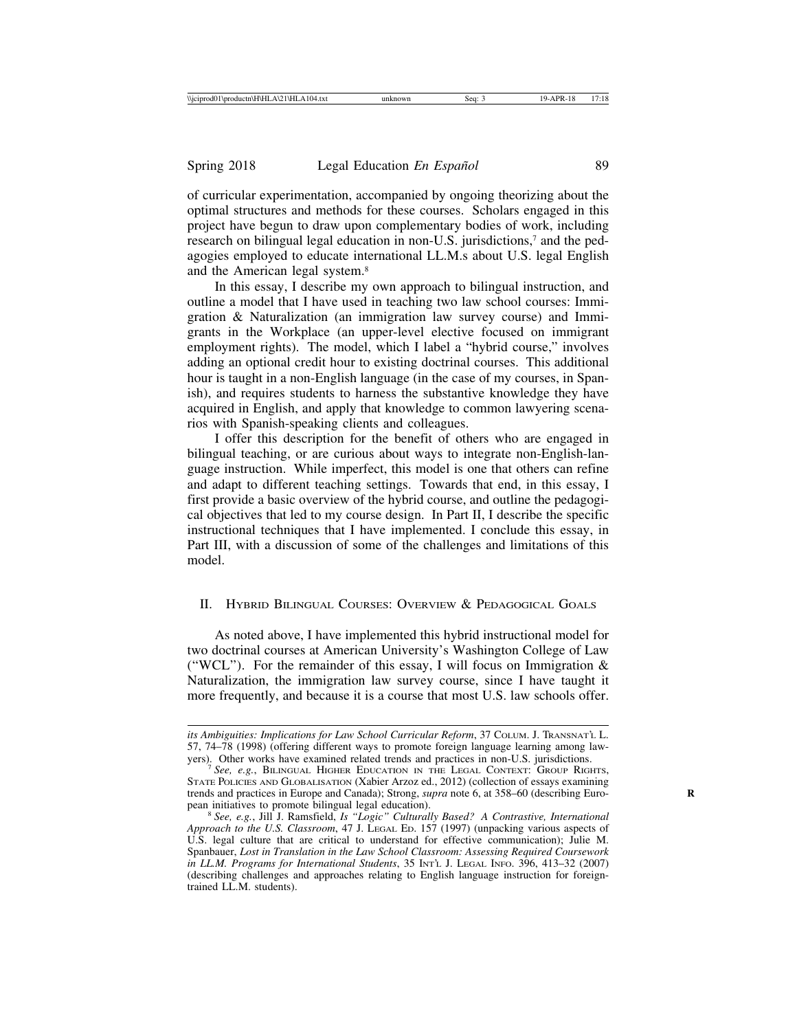of curricular experimentation, accompanied by ongoing theorizing about the optimal structures and methods for these courses. Scholars engaged in this project have begun to draw upon complementary bodies of work, including research on bilingual legal education in non-U.S. jurisdictions,[7] and the pedagogies employed to educate international LL.M.s about U.S. legal English and the American legal system.[8]

In this essay, I describe my own approach to bilingual instruction, and outline a model that I have used in teaching two law school courses: Immigration & Naturalization (an immigration law survey course) and Immigrants in the Workplace (an upper-level elective focused on immigrant employment rights). The model, which I label a "hybrid course," involves adding an optional credit hour to existing doctrinal courses. This additional hour is taught in a non-English language (in the case of my courses, in Spanish), and requires students to harness the substantive knowledge they have acquired in English, and apply that knowledge to common lawyering scenarios with Spanish-speaking clients and colleagues.

I offer this description for the benefit of others who are engaged in bilingual teaching, or are curious about ways to integrate non-English-language instruction. While imperfect, this model is one that others can refine and adapt to different teaching settings. Towards that end, in this essay, I first provide a basic overview of the hybrid course, and outline the pedagogical objectives that led to my course design. In Part II, I describe the specific instructional techniques that I have implemented. I conclude this essay, in Part III, with a discussion of some of the challenges and limitations of this model.

## II. Hybrid Bilingual Courses: Overview & Pedagogical Goals

As noted above, I have implemented this hybrid instructional model for two doctrinal courses at American University's Washington College of Law ("WCL"). For the remainder of this essay, I will focus on Immigration & Naturalization, the immigration law survey course, since I have taught it more frequently, and because it is a course that most U.S. law schools offer.

---

*its Ambiguities: Implications for Law School Curricular Reform*, 37 Colum. J. Transnat'l L. 57, 74–78 (1998) (offering different ways to promote foreign language learning among lawyers). Other works have examined related trends and practices in non-U.S. jurisdictions.

[7] *See, e.g.*, Bilingual Higher Education in the Legal Context: Group Rights, State Policies and Globalisation (Xabier Arzoz ed., 2012) (collection of essays examining trends and practices in Europe and Canada); Strong, *supra* note 6, at 358–60 (describing European initiatives to promote bilingual legal education).

[8] *See, e.g.*, Jill J. Ramsfield, *Is "Logic" Culturally Based? A Contrastive, International Approach to the U.S. Classroom*, 47 J. Legal Ed. 157 (1997) (unpacking various aspects of U.S. legal culture that are critical to understand for effective communication); Julie M. Spanbauer, *Lost in Translation in the Law School Classroom: Assessing Required Coursework in LL.M. Programs for International Students*, 35 Int'l J. Legal Info. 396, 413–32 (2007) (describing challenges and approaches relating to English language instruction for foreign-trained LL.M. students).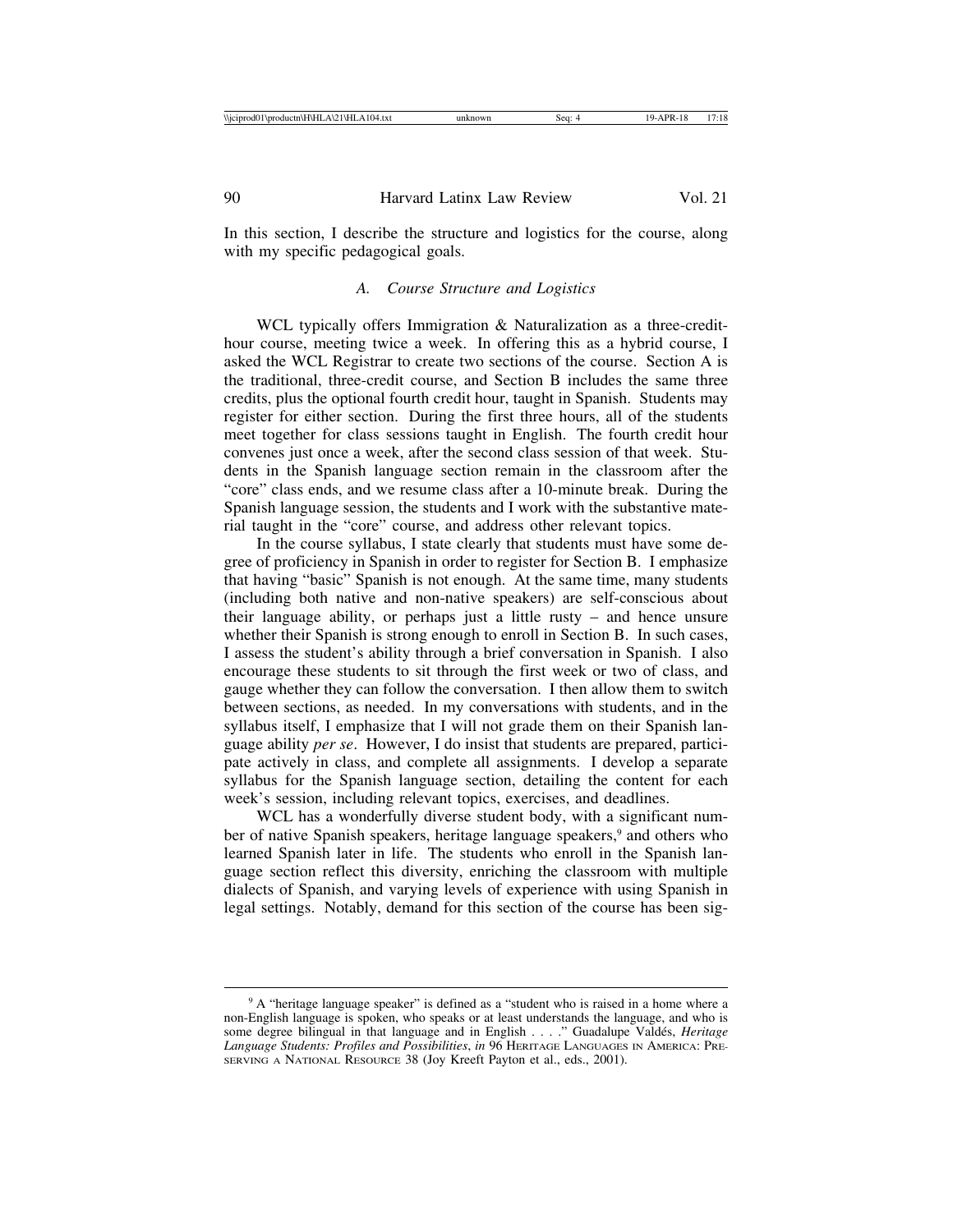In this section, I describe the structure and logistics for the course, along with my specific pedagogical goals.

### *A. Course Structure and Logistics*

WCL typically offers Immigration & Naturalization as a three-credit-hour course, meeting twice a week. In offering this as a hybrid course, I asked the WCL Registrar to create two sections of the course. Section A is the traditional, three-credit course, and Section B includes the same three credits, plus the optional fourth credit hour, taught in Spanish. Students may register for either section. During the first three hours, all of the students meet together for class sessions taught in English. The fourth credit hour convenes just once a week, after the second class session of that week. Students in the Spanish language section remain in the classroom after the "core" class ends, and we resume class after a 10-minute break. During the Spanish language session, the students and I work with the substantive material taught in the "core" course, and address other relevant topics.

In the course syllabus, I state clearly that students must have some degree of proficiency in Spanish in order to register for Section B. I emphasize that having "basic" Spanish is not enough. At the same time, many students (including both native and non-native speakers) are self-conscious about their language ability, or perhaps just a little rusty – and hence unsure whether their Spanish is strong enough to enroll in Section B. In such cases, I assess the student's ability through a brief conversation in Spanish. I also encourage these students to sit through the first week or two of class, and gauge whether they can follow the conversation. I then allow them to switch between sections, as needed. In my conversations with students, and in the syllabus itself, I emphasize that I will not grade them on their Spanish language ability *per se*. However, I do insist that students are prepared, participate actively in class, and complete all assignments. I develop a separate syllabus for the Spanish language section, detailing the content for each week's session, including relevant topics, exercises, and deadlines.

WCL has a wonderfully diverse student body, with a significant number of native Spanish speakers, heritage language speakers,[9] and others who learned Spanish later in life. The students who enroll in the Spanish language section reflect this diversity, enriching the classroom with multiple dialects of Spanish, and varying levels of experience with using Spanish in legal settings. Notably, demand for this section of the course has been sig-

---

[9] A "heritage language speaker" is defined as a "student who is raised in a home where a non-English language is spoken, who speaks or at least understands the language, and who is some degree bilingual in that language and in English . . . ." Guadalupe Valdés, *Heritage Language Students: Profiles and Possibilities*, *in* 96 HERITAGE LANGUAGES IN AMERICA: PRESERVING A NATIONAL RESOURCE 38 (Joy Kreeft Payton et al., eds., 2001).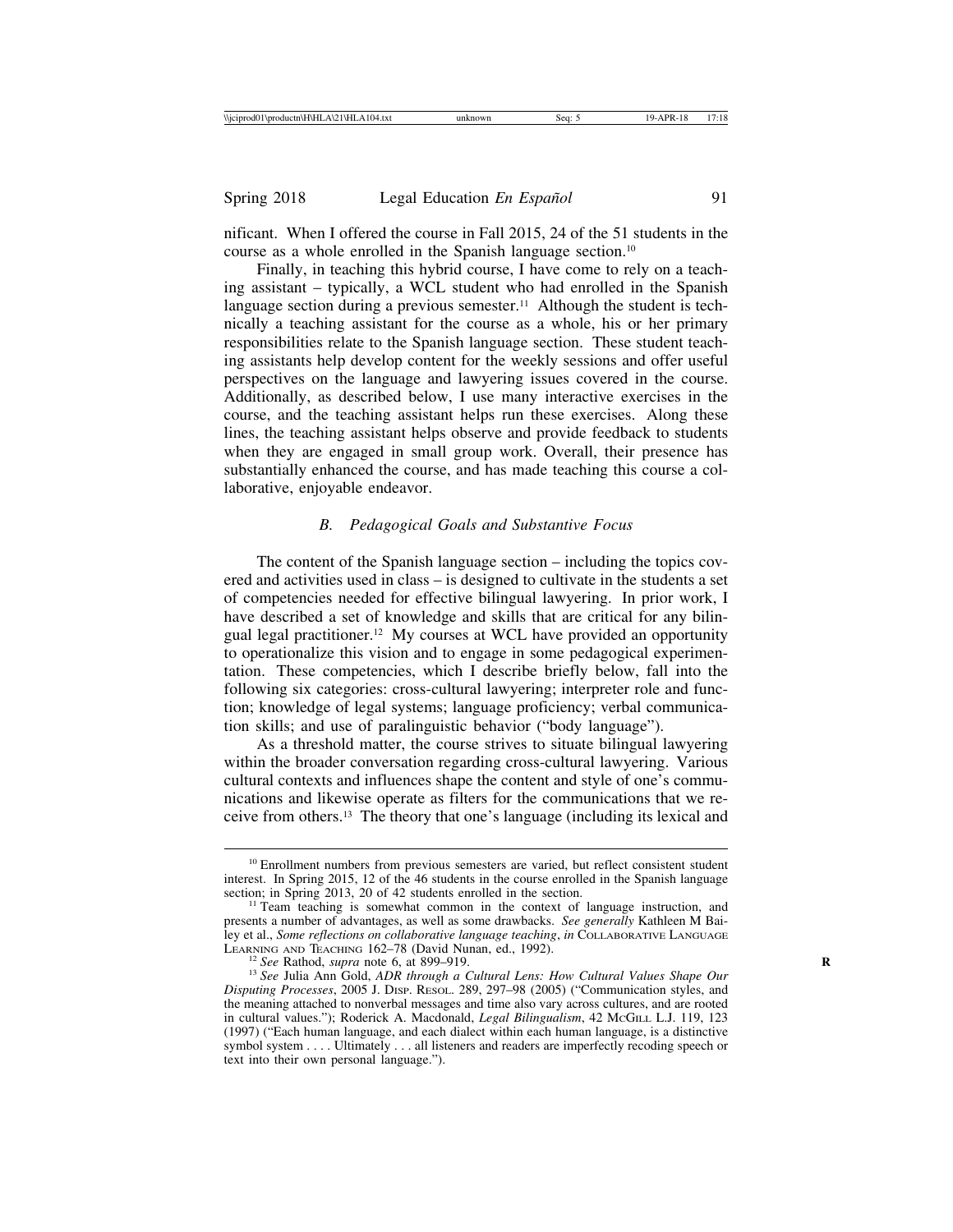nificant. When I offered the course in Fall 2015, 24 of the 51 students in the course as a whole enrolled in the Spanish language section.[10]

Finally, in teaching this hybrid course, I have come to rely on a teaching assistant – typically, a WCL student who had enrolled in the Spanish language section during a previous semester.[11] Although the student is technically a teaching assistant for the course as a whole, his or her primary responsibilities relate to the Spanish language section. These student teaching assistants help develop content for the weekly sessions and offer useful perspectives on the language and lawyering issues covered in the course. Additionally, as described below, I use many interactive exercises in the course, and the teaching assistant helps run these exercises. Along these lines, the teaching assistant helps observe and provide feedback to students when they are engaged in small group work. Overall, their presence has substantially enhanced the course, and has made teaching this course a collaborative, enjoyable endeavor.

### *B. Pedagogical Goals and Substantive Focus*

The content of the Spanish language section – including the topics covered and activities used in class – is designed to cultivate in the students a set of competencies needed for effective bilingual lawyering. In prior work, I have described a set of knowledge and skills that are critical for any bilingual legal practitioner.[12] My courses at WCL have provided an opportunity to operationalize this vision and to engage in some pedagogical experimentation. These competencies, which I describe briefly below, fall into the following six categories: cross-cultural lawyering; interpreter role and function; knowledge of legal systems; language proficiency; verbal communication skills; and use of paralinguistic behavior ("body language").

As a threshold matter, the course strives to situate bilingual lawyering within the broader conversation regarding cross-cultural lawyering. Various cultural contexts and influences shape the content and style of one's communications and likewise operate as filters for the communications that we receive from others.[13] The theory that one's language (including its lexical and

---

[10] Enrollment numbers from previous semesters are varied, but reflect consistent student interest. In Spring 2015, 12 of the 46 students in the course enrolled in the Spanish language section; in Spring 2013, 20 of 42 students enrolled in the section.

[11] Team teaching is somewhat common in the context of language instruction, and presents a number of advantages, as well as some drawbacks. *See generally* Kathleen M Bailey et al., *Some reflections on collaborative language teaching*, *in* Collaborative Language Learning and Teaching 162–78 (David Nunan, ed., 1992).

[12] *See* Rathod, *supra* note 6, at 899–919.

[13] *See* Julia Ann Gold, *ADR through a Cultural Lens: How Cultural Values Shape Our Disputing Processes*, 2005 J. Disp. Resol. 289, 297–98 (2005) ("Communication styles, and the meaning attached to nonverbal messages and time also vary across cultures, and are rooted in cultural values."); Roderick A. Macdonald, *Legal Bilingualism*, 42 McGill L.J. 119, 123 (1997) ("Each human language, and each dialect within each human language, is a distinctive symbol system . . . . Ultimately . . . all listeners and readers are imperfectly recoding speech or text into their own personal language.").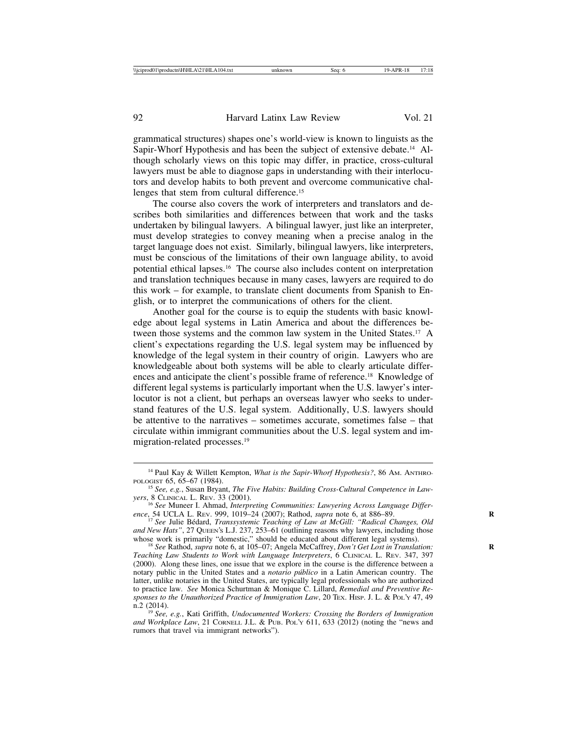grammatical structures) shapes one's world-view is known to linguists as the Sapir-Whorf Hypothesis and has been the subject of extensive debate.[14] Although scholarly views on this topic may differ, in practice, cross-cultural lawyers must be able to diagnose gaps in understanding with their interlocutors and develop habits to both prevent and overcome communicative challenges that stem from cultural difference.[15]

The course also covers the work of interpreters and translators and describes both similarities and differences between that work and the tasks undertaken by bilingual lawyers. A bilingual lawyer, just like an interpreter, must develop strategies to convey meaning when a precise analog in the target language does not exist. Similarly, bilingual lawyers, like interpreters, must be conscious of the limitations of their own language ability, to avoid potential ethical lapses.[16] The course also includes content on interpretation and translation techniques because in many cases, lawyers are required to do this work – for example, to translate client documents from Spanish to English, or to interpret the communications of others for the client.

Another goal for the course is to equip the students with basic knowledge about legal systems in Latin America and about the differences between those systems and the common law system in the United States.[17] A client's expectations regarding the U.S. legal system may be influenced by knowledge of the legal system in their country of origin. Lawyers who are knowledgeable about both systems will be able to clearly articulate differences and anticipate the client's possible frame of reference.[18] Knowledge of different legal systems is particularly important when the U.S. lawyer's interlocutor is not a client, but perhaps an overseas lawyer who seeks to understand features of the U.S. legal system. Additionally, U.S. lawyers should be attentive to the narratives – sometimes accurate, sometimes false – that circulate within immigrant communities about the U.S. legal system and immigration-related processes.[19]

---

[14] Paul Kay & Willett Kempton, *What is the Sapir-Whorf Hypothesis?*, 86 AM. ANTHROPOLOGIST 65, 65–67 (1984).

[15] *See, e.g.*, Susan Bryant, *The Five Habits: Building Cross-Cultural Competence in Lawyers*, 8 CLINICAL L. REV. 33 (2001).

[16] *See* Muneer I. Ahmad, *Interpreting Communities: Lawyering Across Language Difference*, 54 UCLA L. REV. 999, 1019–24 (2007); Rathod, *supra* note 6, at 886–89.

[17] *See* Julie Bédard, *Transsystemic Teaching of Law at McGill: "Radical Changes, Old and New Hats"*, 27 QUEEN'S L.J. 237, 253–61 (outlining reasons why lawyers, including those whose work is primarily "domestic," should be educated about different legal systems).

[18] *See* Rathod, *supra* note 6, at 105–07; Angela McCaffrey, *Don't Get Lost in Translation: Teaching Law Students to Work with Language Interpreters*, 6 CLINICAL L. REV. 347, 397 (2000). Along these lines, one issue that we explore in the course is the difference between a notary public in the United States and a *notario público* in a Latin American country. The latter, unlike notaries in the United States, are typically legal professionals who are authorized to practice law. *See* Monica Schurtman & Monique C. Lillard, *Remedial and Preventive Responses to the Unauthorized Practice of Immigration Law*, 20 TEX. HISP. J. L. & POL'Y 47, 49 n.2 (2014).

[19] *See, e.g.*, Kati Griffith, *Undocumented Workers: Crossing the Borders of Immigration and Workplace Law*, 21 CORNELL J.L. & PUB. POL'Y 611, 633 (2012) (noting the "news and rumors that travel via immigrant networks").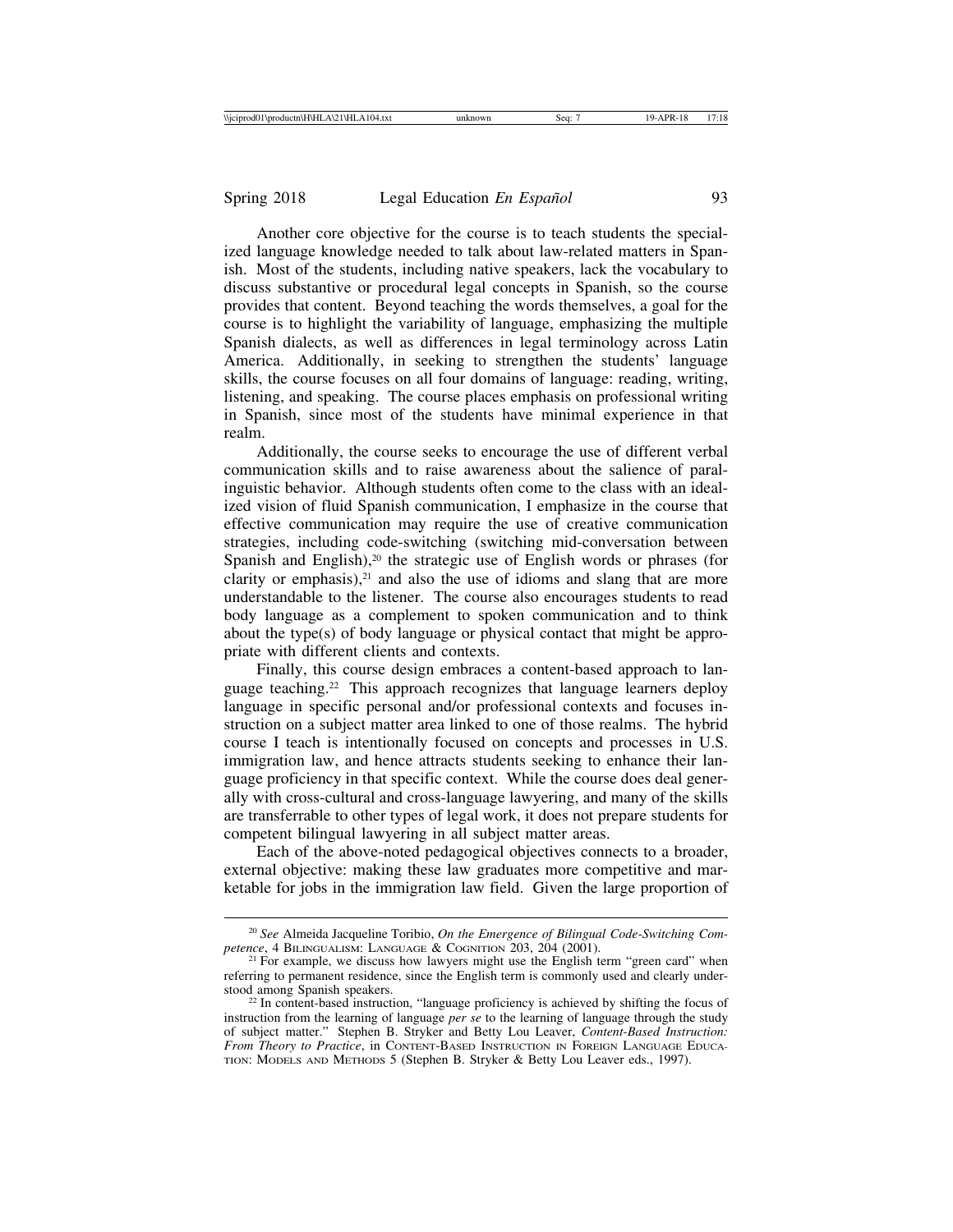Another core objective for the course is to teach students the specialized language knowledge needed to talk about law-related matters in Spanish. Most of the students, including native speakers, lack the vocabulary to discuss substantive or procedural legal concepts in Spanish, so the course provides that content. Beyond teaching the words themselves, a goal for the course is to highlight the variability of language, emphasizing the multiple Spanish dialects, as well as differences in legal terminology across Latin America. Additionally, in seeking to strengthen the students' language skills, the course focuses on all four domains of language: reading, writing, listening, and speaking. The course places emphasis on professional writing in Spanish, since most of the students have minimal experience in that realm.

Additionally, the course seeks to encourage the use of different verbal communication skills and to raise awareness about the salience of paralinguistic behavior. Although students often come to the class with an idealized vision of fluid Spanish communication, I emphasize in the course that effective communication may require the use of creative communication strategies, including code-switching (switching mid-conversation between Spanish and English),[20] the strategic use of English words or phrases (for clarity or emphasis),[21] and also the use of idioms and slang that are more understandable to the listener. The course also encourages students to read body language as a complement to spoken communication and to think about the type(s) of body language or physical contact that might be appropriate with different clients and contexts.

Finally, this course design embraces a content-based approach to language teaching.[22] This approach recognizes that language learners deploy language in specific personal and/or professional contexts and focuses instruction on a subject matter area linked to one of those realms. The hybrid course I teach is intentionally focused on concepts and processes in U.S. immigration law, and hence attracts students seeking to enhance their language proficiency in that specific context. While the course does deal generally with cross-cultural and cross-language lawyering, and many of the skills are transferrable to other types of legal work, it does not prepare students for competent bilingual lawyering in all subject matter areas.

Each of the above-noted pedagogical objectives connects to a broader, external objective: making these law graduates more competitive and marketable for jobs in the immigration law field. Given the large proportion of

---

[20] *See* Almeida Jacqueline Toribio, *On the Emergence of Bilingual Code-Switching Competence*, 4 BILINGUALISM: LANGUAGE & COGNITION 203, 204 (2001).

[21] For example, we discuss how lawyers might use the English term "green card" when referring to permanent residence, since the English term is commonly used and clearly understood among Spanish speakers.

[22] In content-based instruction, "language proficiency is achieved by shifting the focus of instruction from the learning of language *per se* to the learning of language through the study of subject matter." Stephen B. Stryker and Betty Lou Leaver, *Content-Based Instruction: From Theory to Practice*, in CONTENT-BASED INSTRUCTION IN FOREIGN LANGUAGE EDUCATION: MODELS AND METHODS 5 (Stephen B. Stryker & Betty Lou Leaver eds., 1997).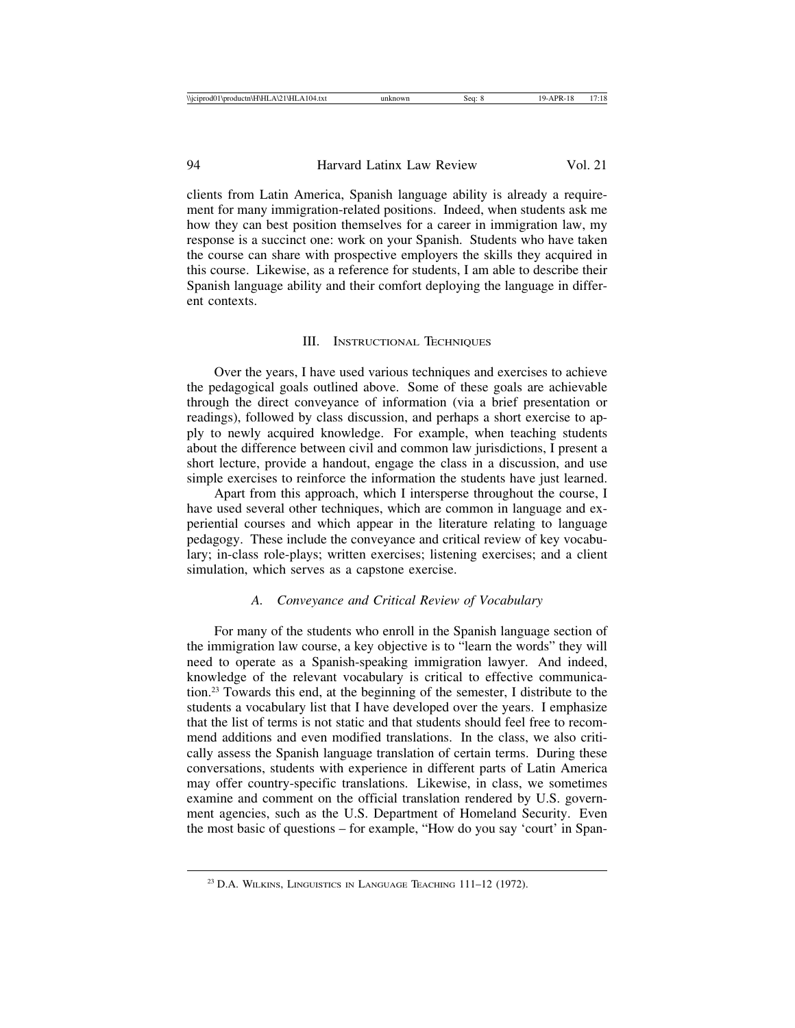clients from Latin America, Spanish language ability is already a requirement for many immigration-related positions. Indeed, when students ask me how they can best position themselves for a career in immigration law, my response is a succinct one: work on your Spanish. Students who have taken the course can share with prospective employers the skills they acquired in this course. Likewise, as a reference for students, I am able to describe their Spanish language ability and their comfort deploying the language in different contexts.

## III. Instructional Techniques

Over the years, I have used various techniques and exercises to achieve the pedagogical goals outlined above. Some of these goals are achievable through the direct conveyance of information (via a brief presentation or readings), followed by class discussion, and perhaps a short exercise to apply to newly acquired knowledge. For example, when teaching students about the difference between civil and common law jurisdictions, I present a short lecture, provide a handout, engage the class in a discussion, and use simple exercises to reinforce the information the students have just learned.

Apart from this approach, which I intersperse throughout the course, I have used several other techniques, which are common in language and experiential courses and which appear in the literature relating to language pedagogy. These include the conveyance and critical review of key vocabulary; in-class role-plays; written exercises; listening exercises; and a client simulation, which serves as a capstone exercise.

### *A. Conveyance and Critical Review of Vocabulary*

For many of the students who enroll in the Spanish language section of the immigration law course, a key objective is to "learn the words" they will need to operate as a Spanish-speaking immigration lawyer. And indeed, knowledge of the relevant vocabulary is critical to effective communication.[23] Towards this end, at the beginning of the semester, I distribute to the students a vocabulary list that I have developed over the years. I emphasize that the list of terms is not static and that students should feel free to recommend additions and even modified translations. In the class, we also critically assess the Spanish language translation of certain terms. During these conversations, students with experience in different parts of Latin America may offer country-specific translations. Likewise, in class, we sometimes examine and comment on the official translation rendered by U.S. government agencies, such as the U.S. Department of Homeland Security. Even the most basic of questions – for example, "How do you say 'court' in Span-

[23] D.A. Wilkins, Linguistics in Language Teaching 111–12 (1972).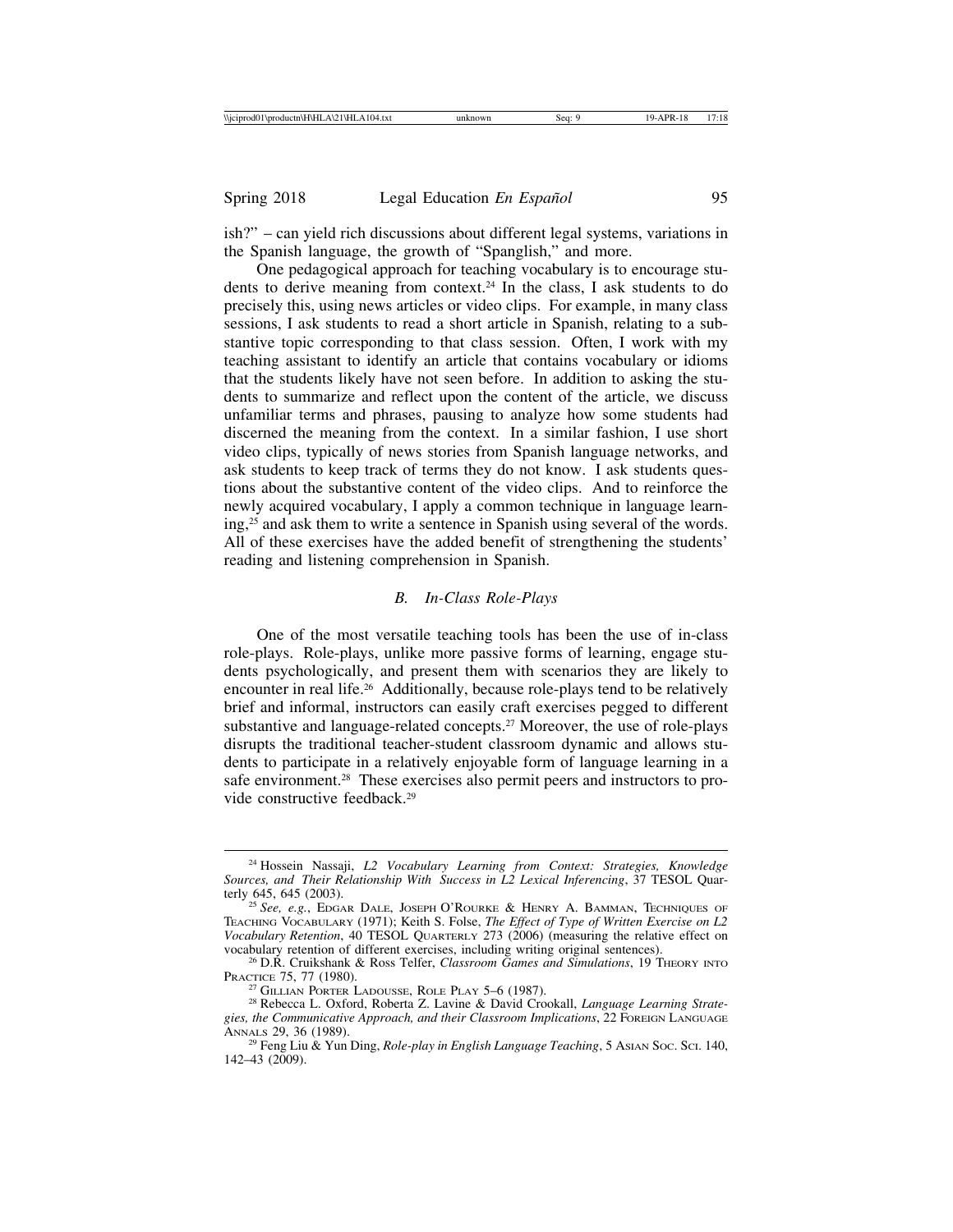ish?" – can yield rich discussions about different legal systems, variations in the Spanish language, the growth of "Spanglish," and more.

One pedagogical approach for teaching vocabulary is to encourage students to derive meaning from context.[24] In the class, I ask students to do precisely this, using news articles or video clips. For example, in many class sessions, I ask students to read a short article in Spanish, relating to a substantive topic corresponding to that class session. Often, I work with my teaching assistant to identify an article that contains vocabulary or idioms that the students likely have not seen before. In addition to asking the students to summarize and reflect upon the content of the article, we discuss unfamiliar terms and phrases, pausing to analyze how some students had discerned the meaning from the context. In a similar fashion, I use short video clips, typically of news stories from Spanish language networks, and ask students to keep track of terms they do not know. I ask students questions about the substantive content of the video clips. And to reinforce the newly acquired vocabulary, I apply a common technique in language learning,[25] and ask them to write a sentence in Spanish using several of the words. All of these exercises have the added benefit of strengthening the students' reading and listening comprehension in Spanish.

### *B. In-Class Role-Plays*

One of the most versatile teaching tools has been the use of in-class role-plays. Role-plays, unlike more passive forms of learning, engage students psychologically, and present them with scenarios they are likely to encounter in real life.[26] Additionally, because role-plays tend to be relatively brief and informal, instructors can easily craft exercises pegged to different substantive and language-related concepts.[27] Moreover, the use of role-plays disrupts the traditional teacher-student classroom dynamic and allows students to participate in a relatively enjoyable form of language learning in a safe environment.[28] These exercises also permit peers and instructors to provide constructive feedback.[29]

---

[24] Hossein Nassaji, *L2 Vocabulary Learning from Context: Strategies, Knowledge Sources, and Their Relationship With Success in L2 Lexical Inferencing*, 37 TESOL Quarterly 645, 645 (2003).

[25] *See, e.g.*, Edgar Dale, Joseph O'Rourke & Henry A. Bamman, Techniques of Teaching Vocabulary (1971); Keith S. Folse, *The Effect of Type of Written Exercise on L2 Vocabulary Retention*, 40 TESOL Quarterly 273 (2006) (measuring the relative effect on vocabulary retention of different exercises, including writing original sentences).

[26] D.R. Cruikshank & Ross Telfer, *Classroom Games and Simulations*, 19 Theory into Practice 75, 77 (1980).

[27] Gillian Porter Ladousse, Role Play 5–6 (1987).

[28] Rebecca L. Oxford, Roberta Z. Lavine & David Crookall, *Language Learning Strategies, the Communicative Approach, and their Classroom Implications*, 22 Foreign Language Annals 29, 36 (1989).

[29] Feng Liu & Yun Ding, *Role-play in English Language Teaching*, 5 Asian Soc. Sci. 140, 142–43 (2009).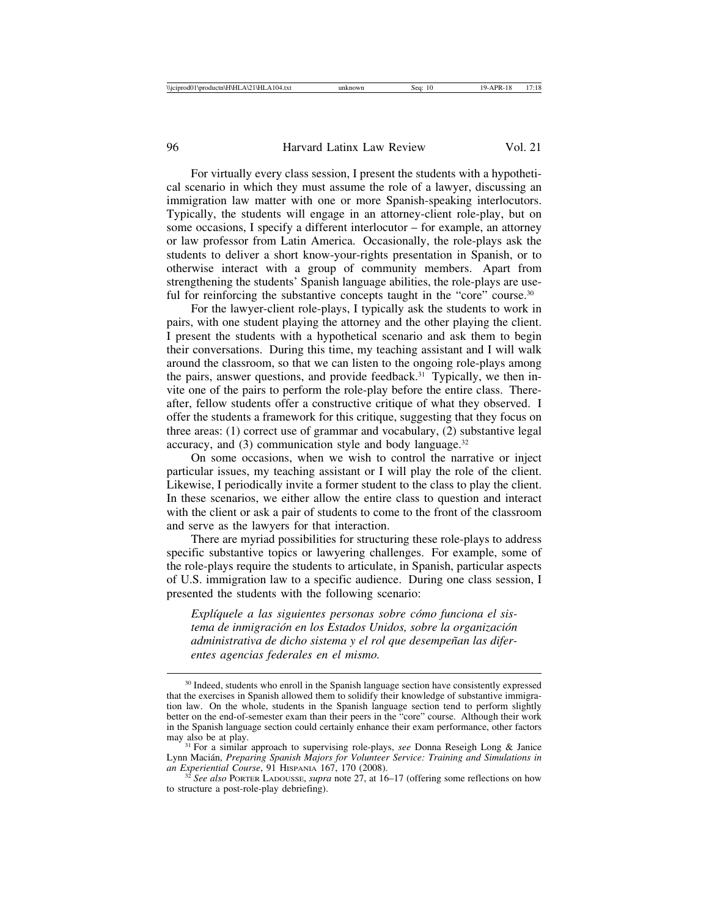For virtually every class session, I present the students with a hypothetical scenario in which they must assume the role of a lawyer, discussing an immigration law matter with one or more Spanish-speaking interlocutors. Typically, the students will engage in an attorney-client role-play, but on some occasions, I specify a different interlocutor – for example, an attorney or law professor from Latin America. Occasionally, the role-plays ask the students to deliver a short know-your-rights presentation in Spanish, or to otherwise interact with a group of community members. Apart from strengthening the students' Spanish language abilities, the role-plays are useful for reinforcing the substantive concepts taught in the "core" course.[30]

For the lawyer-client role-plays, I typically ask the students to work in pairs, with one student playing the attorney and the other playing the client. I present the students with a hypothetical scenario and ask them to begin their conversations. During this time, my teaching assistant and I will walk around the classroom, so that we can listen to the ongoing role-plays among the pairs, answer questions, and provide feedback.[31] Typically, we then invite one of the pairs to perform the role-play before the entire class. Thereafter, fellow students offer a constructive critique of what they observed. I offer the students a framework for this critique, suggesting that they focus on three areas: (1) correct use of grammar and vocabulary, (2) substantive legal accuracy, and (3) communication style and body language.[32]

On some occasions, when we wish to control the narrative or inject particular issues, my teaching assistant or I will play the role of the client. Likewise, I periodically invite a former student to the class to play the client. In these scenarios, we either allow the entire class to question and interact with the client or ask a pair of students to come to the front of the classroom and serve as the lawyers for that interaction.

There are myriad possibilities for structuring these role-plays to address specific substantive topics or lawyering challenges. For example, some of the role-plays require the students to articulate, in Spanish, particular aspects of U.S. immigration law to a specific audience. During one class session, I presented the students with the following scenario:

> *Explíquele a las siguientes personas sobre cómo funciona el sistema de inmigración en los Estados Unidos, sobre la organización administrativa de dicho sistema y el rol que desempeñan las diferentes agencias federales en el mismo.*

---

[30] Indeed, students who enroll in the Spanish language section have consistently expressed that the exercises in Spanish allowed them to solidify their knowledge of substantive immigration law. On the whole, students in the Spanish language section tend to perform slightly better on the end-of-semester exam than their peers in the "core" course. Although their work in the Spanish language section could certainly enhance their exam performance, other factors may also be at play.

[31] For a similar approach to supervising role-plays, *see* Donna Reseigh Long & Janice Lynn Macián, *Preparing Spanish Majors for Volunteer Service: Training and Simulations in an Experiential Course*, 91 HISPANIA 167, 170 (2008).

[32] *See also* PORTER LADOUSSE, *supra* note 27, at 16–17 (offering some reflections on how to structure a post-role-play debriefing).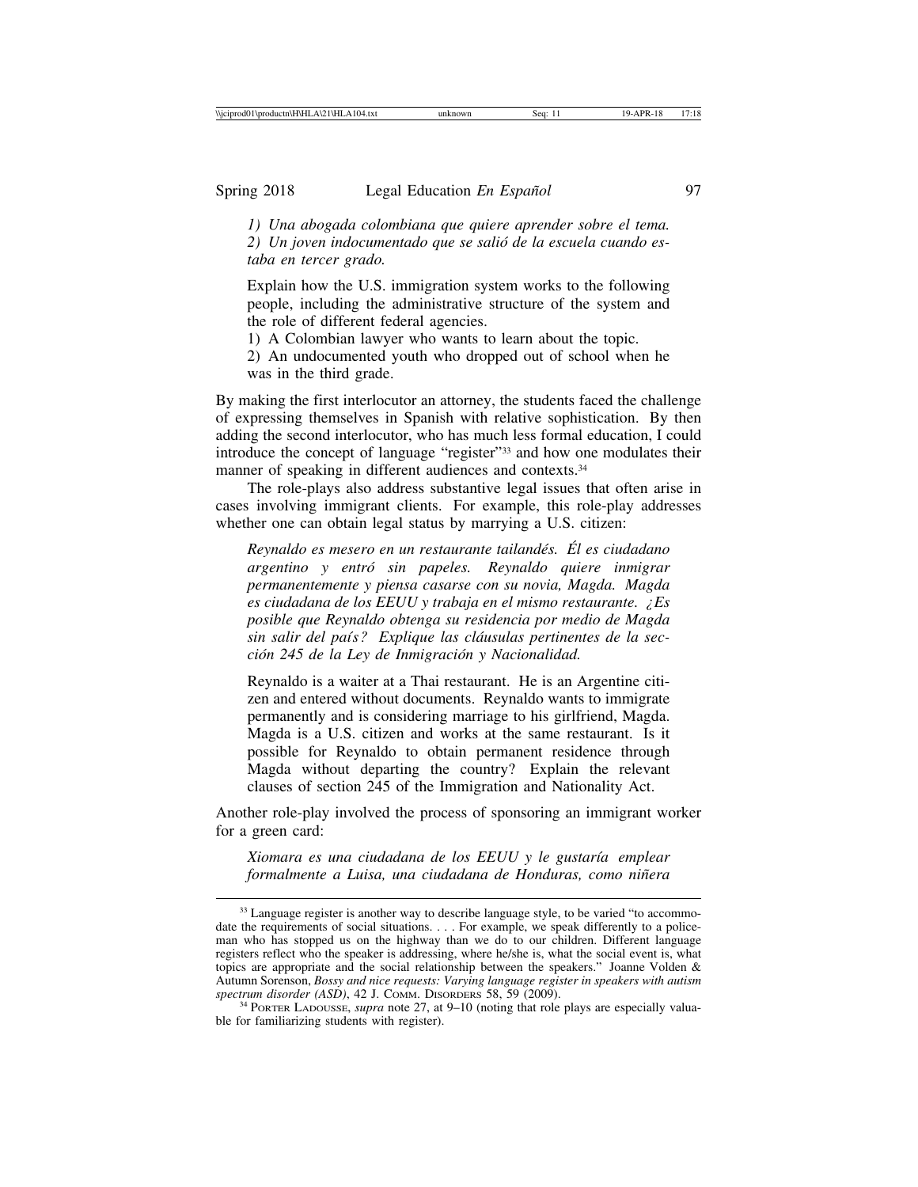*1) Una abogada colombiana que quiere aprender sobre el tema.*
*2) Un joven indocumentado que se salió de la escuela cuando estaba en tercer grado.*

> Explain how the U.S. immigration system works to the following people, including the administrative structure of the system and the role of different federal agencies.
> 1) A Colombian lawyer who wants to learn about the topic.
> 2) An undocumented youth who dropped out of school when he was in the third grade.

By making the first interlocutor an attorney, the students faced the challenge of expressing themselves in Spanish with relative sophistication. By then adding the second interlocutor, who has much less formal education, I could introduce the concept of language "register"[33] and how one modulates their manner of speaking in different audiences and contexts.[34]

The role-plays also address substantive legal issues that often arise in cases involving immigrant clients. For example, this role-play addresses whether one can obtain legal status by marrying a U.S. citizen:

> *Reynaldo es mesero en un restaurante tailandés. Él es ciudadano argentino y entró sin papeles. Reynaldo quiere inmigrar permanentemente y piensa casarse con su novia, Magda. Magda es ciudadana de los EEUU y trabaja en el mismo restaurante. ¿Es posible que Reynaldo obtenga su residencia por medio de Magda sin salir del país? Explique las cláusulas pertinentes de la sección 245 de la Ley de Inmigración y Nacionalidad.*

> Reynaldo is a waiter at a Thai restaurant. He is an Argentine citizen and entered without documents. Reynaldo wants to immigrate permanently and is considering marriage to his girlfriend, Magda. Magda is a U.S. citizen and works at the same restaurant. Is it possible for Reynaldo to obtain permanent residence through Magda without departing the country? Explain the relevant clauses of section 245 of the Immigration and Nationality Act.

Another role-play involved the process of sponsoring an immigrant worker for a green card:

> *Xiomara es una ciudadana de los EEUU y le gustaría emplear formalmente a Luisa, una ciudadana de Honduras, como niñera*

---

[33] Language register is another way to describe language style, to be varied "to accommodate the requirements of social situations. . . . For example, we speak differently to a policeman who has stopped us on the highway than we do to our children. Different language registers reflect who the speaker is addressing, where he/she is, what the social event is, what topics are appropriate and the social relationship between the speakers." Joanne Volden & Autumn Sorenson, *Bossy and nice requests: Varying language register in speakers with autism spectrum disorder (ASD)*, 42 J. COMM. DISORDERS 58, 59 (2009).

[34] PORTER LADOUSSE, *supra* note 27, at 9–10 (noting that role plays are especially valuable for familiarizing students with register).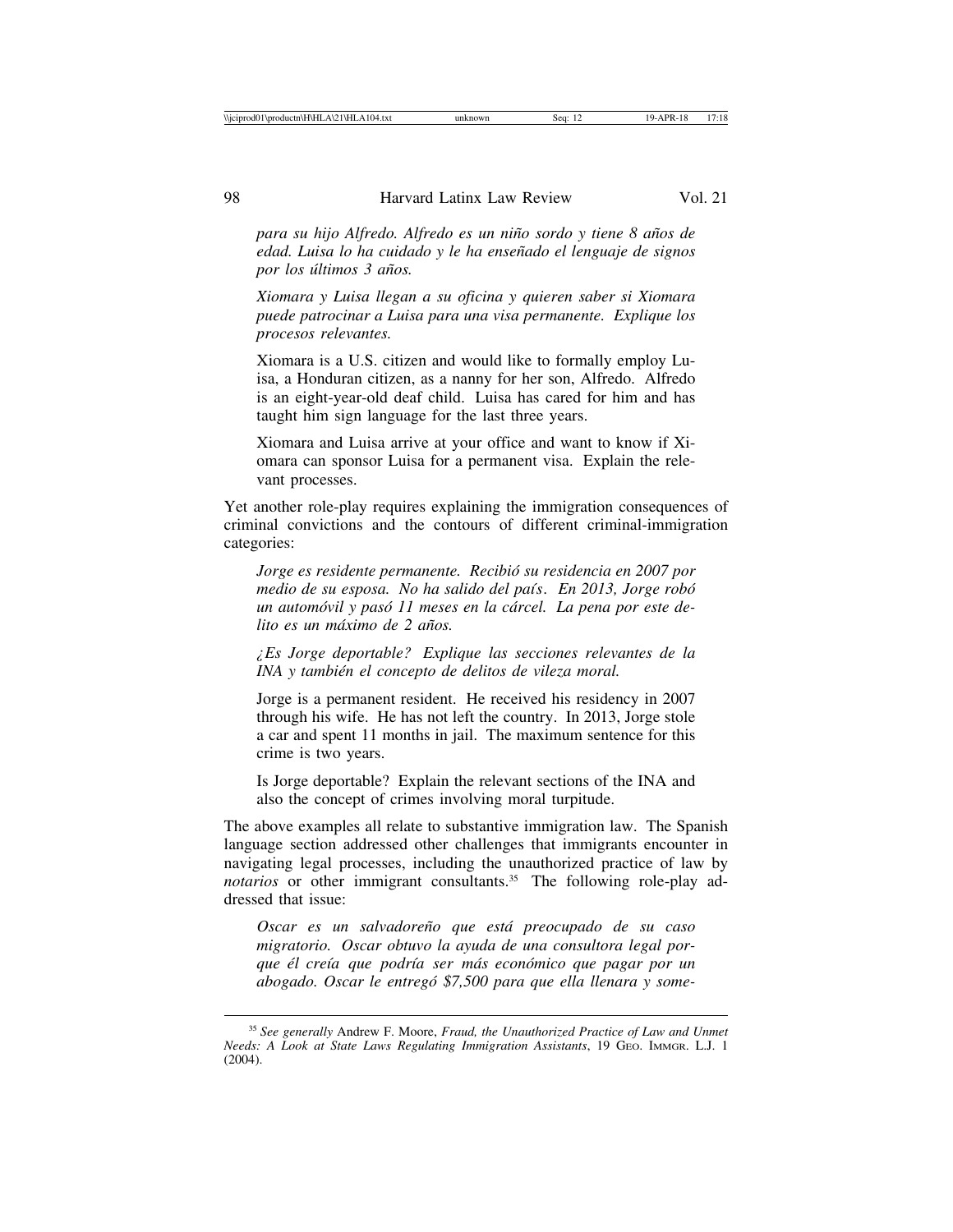*para su hijo Alfredo. Alfredo es un niño sordo y tiene 8 años de edad. Luisa lo ha cuidado y le ha enseñado el lenguaje de signos por los últimos 3 años.*

*Xiomara y Luisa llegan a su oficina y quieren saber si Xiomara puede patrocinar a Luisa para una visa permanente. Explique los procesos relevantes.*

Xiomara is a U.S. citizen and would like to formally employ Luisa, a Honduran citizen, as a nanny for her son, Alfredo. Alfredo is an eight-year-old deaf child. Luisa has cared for him and has taught him sign language for the last three years.

Xiomara and Luisa arrive at your office and want to know if Xiomara can sponsor Luisa for a permanent visa. Explain the relevant processes.

Yet another role-play requires explaining the immigration consequences of criminal convictions and the contours of different criminal-immigration categories:

*Jorge es residente permanente. Recibió su residencia en 2007 por medio de su esposa. No ha salido del país. En 2013, Jorge robó un automóvil y pasó 11 meses en la cárcel. La pena por este delito es un máximo de 2 años.*

*¿Es Jorge deportable? Explique las secciones relevantes de la INA y también el concepto de delitos de vileza moral.*

Jorge is a permanent resident. He received his residency in 2007 through his wife. He has not left the country. In 2013, Jorge stole a car and spent 11 months in jail. The maximum sentence for this crime is two years.

Is Jorge deportable? Explain the relevant sections of the INA and also the concept of crimes involving moral turpitude.

The above examples all relate to substantive immigration law. The Spanish language section addressed other challenges that immigrants encounter in navigating legal processes, including the unauthorized practice of law by *notarios* or other immigrant consultants.[35] The following role-play addressed that issue:

*Oscar es un salvadoreño que está preocupado de su caso migratorio. Oscar obtuvo la ayuda de una consultora legal porque él creía que podría ser más económico que pagar por un abogado. Oscar le entregó $7,500 para que ella llenara y some-*

---

[35] *See generally* Andrew F. Moore, *Fraud, the Unauthorized Practice of Law and Unmet Needs: A Look at State Laws Regulating Immigration Assistants*, 19 Geo. Immigr. L.J. 1 (2004).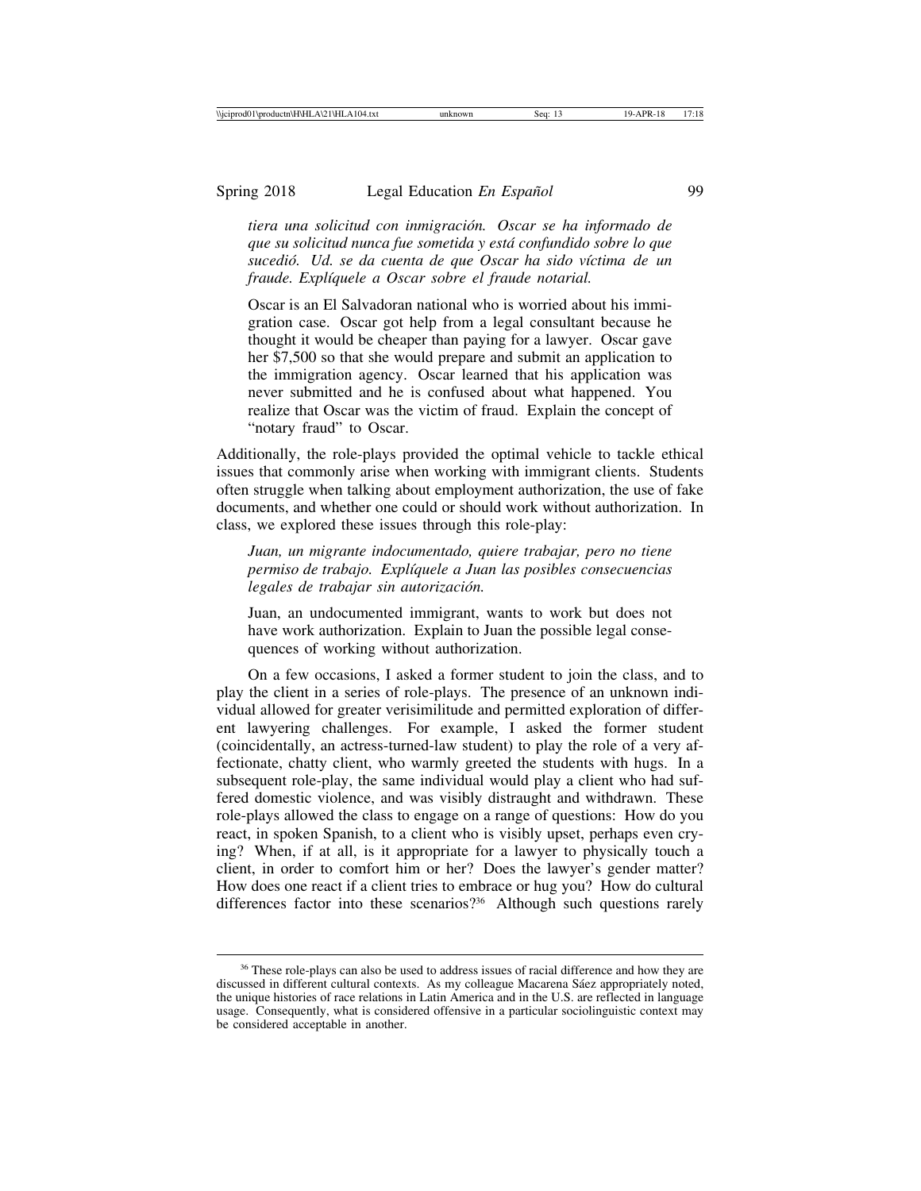*tiera una solicitud con inmigración. Oscar se ha informado de que su solicitud nunca fue sometida y está confundido sobre lo que sucedió. Ud. se da cuenta de que Oscar ha sido víctima de un fraude. Explíquele a Oscar sobre el fraude notarial.*

> Oscar is an El Salvadoran national who is worried about his immigration case. Oscar got help from a legal consultant because he thought it would be cheaper than paying for a lawyer. Oscar gave her $7,500 so that she would prepare and submit an application to the immigration agency. Oscar learned that his application was never submitted and he is confused about what happened. You realize that Oscar was the victim of fraud. Explain the concept of "notary fraud" to Oscar.

Additionally, the role-plays provided the optimal vehicle to tackle ethical issues that commonly arise when working with immigrant clients. Students often struggle when talking about employment authorization, the use of fake documents, and whether one could or should work without authorization. In class, we explored these issues through this role-play:

> *Juan, un migrante indocumentado, quiere trabajar, pero no tiene permiso de trabajo. Explíquele a Juan las posibles consecuencias legales de trabajar sin autorización.*
>
> Juan, an undocumented immigrant, wants to work but does not have work authorization. Explain to Juan the possible legal consequences of working without authorization.

On a few occasions, I asked a former student to join the class, and to play the client in a series of role-plays. The presence of an unknown individual allowed for greater verisimilitude and permitted exploration of different lawyering challenges. For example, I asked the former student (coincidentally, an actress-turned-law student) to play the role of a very affectionate, chatty client, who warmly greeted the students with hugs. In a subsequent role-play, the same individual would play a client who had suffered domestic violence, and was visibly distraught and withdrawn. These role-plays allowed the class to engage on a range of questions: How do you react, in spoken Spanish, to a client who is visibly upset, perhaps even crying? When, if at all, is it appropriate for a lawyer to physically touch a client, in order to comfort him or her? Does the lawyer's gender matter? How does one react if a client tries to embrace or hug you? How do cultural differences factor into these scenarios?[36] Although such questions rarely

---

[36] These role-plays can also be used to address issues of racial difference and how they are discussed in different cultural contexts. As my colleague Macarena Sáez appropriately noted, the unique histories of race relations in Latin America and in the U.S. are reflected in language usage. Consequently, what is considered offensive in a particular sociolinguistic context may be considered acceptable in another.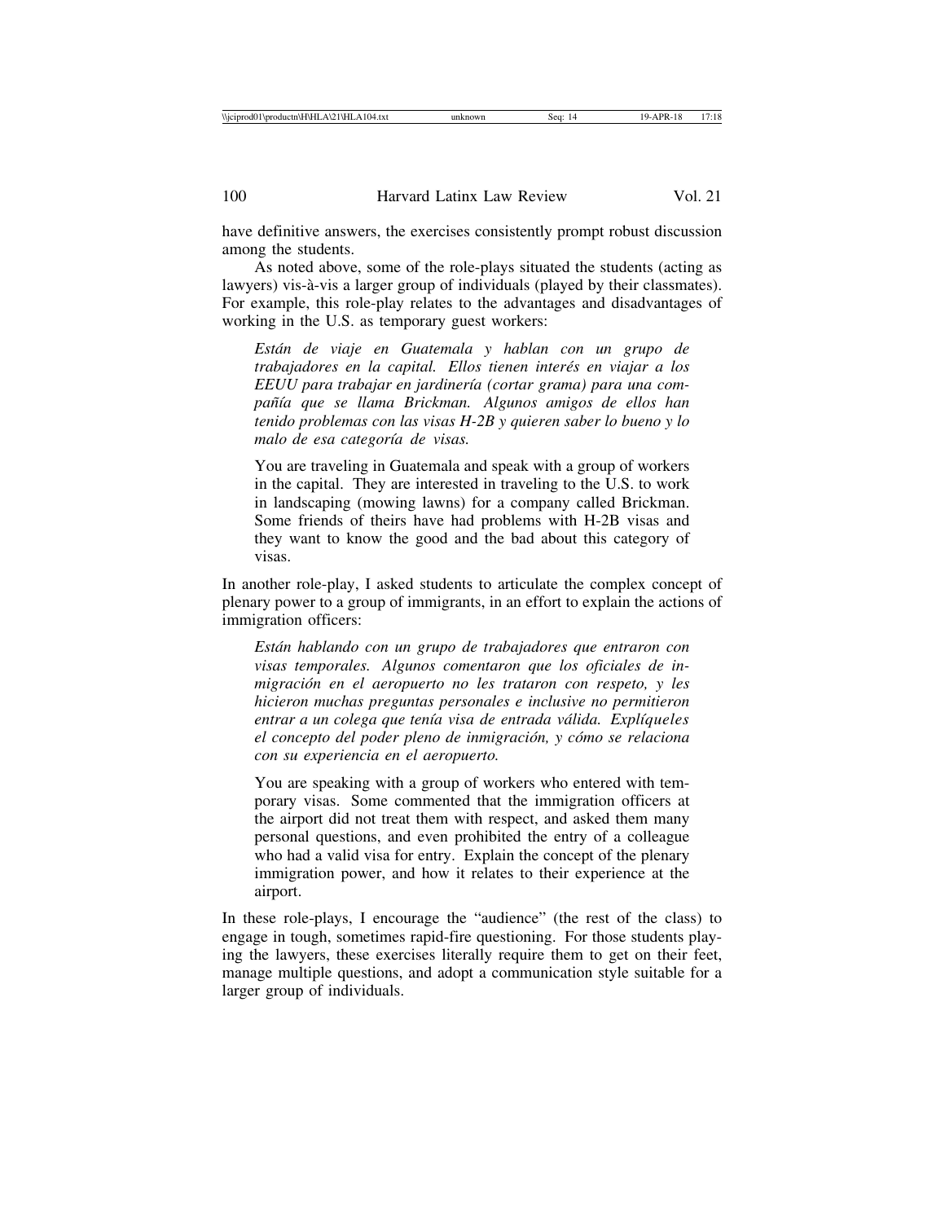have definitive answers, the exercises consistently prompt robust discussion among the students.

As noted above, some of the role-plays situated the students (acting as lawyers) vis-à-vis a larger group of individuals (played by their classmates). For example, this role-play relates to the advantages and disadvantages of working in the U.S. as temporary guest workers:

> *Están de viaje en Guatemala y hablan con un grupo de trabajadores en la capital. Ellos tienen interés en viajar a los EEUU para trabajar en jardinería (cortar grama) para una compañía que se llama Brickman. Algunos amigos de ellos han tenido problemas con las visas H-2B y quieren saber lo bueno y lo malo de esa categoría de visas.*
>
> You are traveling in Guatemala and speak with a group of workers in the capital. They are interested in traveling to the U.S. to work in landscaping (mowing lawns) for a company called Brickman. Some friends of theirs have had problems with H-2B visas and they want to know the good and the bad about this category of visas.

In another role-play, I asked students to articulate the complex concept of plenary power to a group of immigrants, in an effort to explain the actions of immigration officers:

> *Están hablando con un grupo de trabajadores que entraron con visas temporales. Algunos comentaron que los oficiales de inmigración en el aeropuerto no les trataron con respeto, y les hicieron muchas preguntas personales e inclusive no permitieron entrar a un colega que tenía visa de entrada válida. Explíqueles el concepto del poder pleno de inmigración, y cómo se relaciona con su experiencia en el aeropuerto.*
>
> You are speaking with a group of workers who entered with temporary visas. Some commented that the immigration officers at the airport did not treat them with respect, and asked them many personal questions, and even prohibited the entry of a colleague who had a valid visa for entry. Explain the concept of the plenary immigration power, and how it relates to their experience at the airport.

In these role-plays, I encourage the "audience" (the rest of the class) to engage in tough, sometimes rapid-fire questioning. For those students playing the lawyers, these exercises literally require them to get on their feet, manage multiple questions, and adopt a communication style suitable for a larger group of individuals.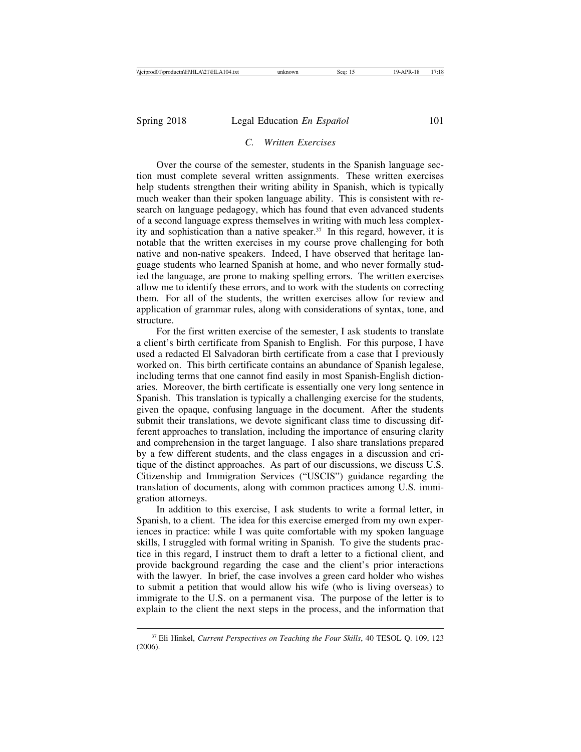### *C. Written Exercises*

Over the course of the semester, students in the Spanish language section must complete several written assignments. These written exercises help students strengthen their writing ability in Spanish, which is typically much weaker than their spoken language ability. This is consistent with research on language pedagogy, which has found that even advanced students of a second language express themselves in writing with much less complexity and sophistication than a native speaker.[37] In this regard, however, it is notable that the written exercises in my course prove challenging for both native and non-native speakers. Indeed, I have observed that heritage language students who learned Spanish at home, and who never formally studied the language, are prone to making spelling errors. The written exercises allow me to identify these errors, and to work with the students on correcting them. For all of the students, the written exercises allow for review and application of grammar rules, along with considerations of syntax, tone, and structure.

For the first written exercise of the semester, I ask students to translate a client's birth certificate from Spanish to English. For this purpose, I have used a redacted El Salvadoran birth certificate from a case that I previously worked on. This birth certificate contains an abundance of Spanish legalese, including terms that one cannot find easily in most Spanish-English dictionaries. Moreover, the birth certificate is essentially one very long sentence in Spanish. This translation is typically a challenging exercise for the students, given the opaque, confusing language in the document. After the students submit their translations, we devote significant class time to discussing different approaches to translation, including the importance of ensuring clarity and comprehension in the target language. I also share translations prepared by a few different students, and the class engages in a discussion and critique of the distinct approaches. As part of our discussions, we discuss U.S. Citizenship and Immigration Services ("USCIS") guidance regarding the translation of documents, along with common practices among U.S. immigration attorneys.

In addition to this exercise, I ask students to write a formal letter, in Spanish, to a client. The idea for this exercise emerged from my own experiences in practice: while I was quite comfortable with my spoken language skills, I struggled with formal writing in Spanish. To give the students practice in this regard, I instruct them to draft a letter to a fictional client, and provide background regarding the case and the client's prior interactions with the lawyer. In brief, the case involves a green card holder who wishes to submit a petition that would allow his wife (who is living overseas) to immigrate to the U.S. on a permanent visa. The purpose of the letter is to explain to the client the next steps in the process, and the information that

---

[37] Eli Hinkel, *Current Perspectives on Teaching the Four Skills*, 40 TESOL Q. 109, 123 (2006).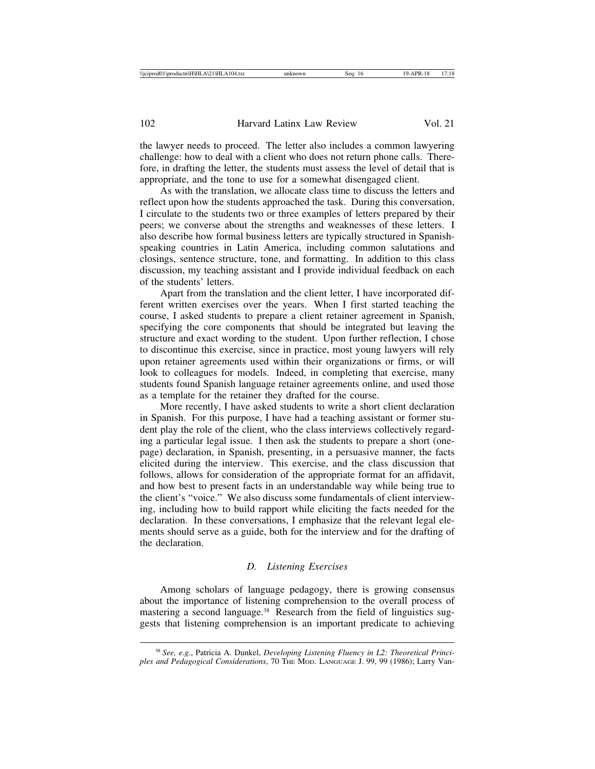the lawyer needs to proceed. The letter also includes a common lawyering challenge: how to deal with a client who does not return phone calls. Therefore, in drafting the letter, the students must assess the level of detail that is appropriate, and the tone to use for a somewhat disengaged client.

As with the translation, we allocate class time to discuss the letters and reflect upon how the students approached the task. During this conversation, I circulate to the students two or three examples of letters prepared by their peers; we converse about the strengths and weaknesses of these letters. I also describe how formal business letters are typically structured in Spanish-speaking countries in Latin America, including common salutations and closings, sentence structure, tone, and formatting. In addition to this class discussion, my teaching assistant and I provide individual feedback on each of the students' letters.

Apart from the translation and the client letter, I have incorporated different written exercises over the years. When I first started teaching the course, I asked students to prepare a client retainer agreement in Spanish, specifying the core components that should be integrated but leaving the structure and exact wording to the student. Upon further reflection, I chose to discontinue this exercise, since in practice, most young lawyers will rely upon retainer agreements used within their organizations or firms, or will look to colleagues for models. Indeed, in completing that exercise, many students found Spanish language retainer agreements online, and used those as a template for the retainer they drafted for the course.

More recently, I have asked students to write a short client declaration in Spanish. For this purpose, I have had a teaching assistant or former student play the role of the client, who the class interviews collectively regarding a particular legal issue. I then ask the students to prepare a short (one-page) declaration, in Spanish, presenting, in a persuasive manner, the facts elicited during the interview. This exercise, and the class discussion that follows, allows for consideration of the appropriate format for an affidavit, and how best to present facts in an understandable way while being true to the client's "voice." We also discuss some fundamentals of client interviewing, including how to build rapport while eliciting the facts needed for the declaration. In these conversations, I emphasize that the relevant legal elements should serve as a guide, both for the interview and for the drafting of the declaration.

### *D. Listening Exercises*

Among scholars of language pedagogy, there is growing consensus about the importance of listening comprehension to the overall process of mastering a second language.[38] Research from the field of linguistics suggests that listening comprehension is an important predicate to achieving

---

[38] *See, e.g.*, Patricia A. Dunkel, *Developing Listening Fluency in L2: Theoretical Principles and Pedagogical Considerations*, 70 The Mod. Language J. 99, 99 (1986); Larry Van-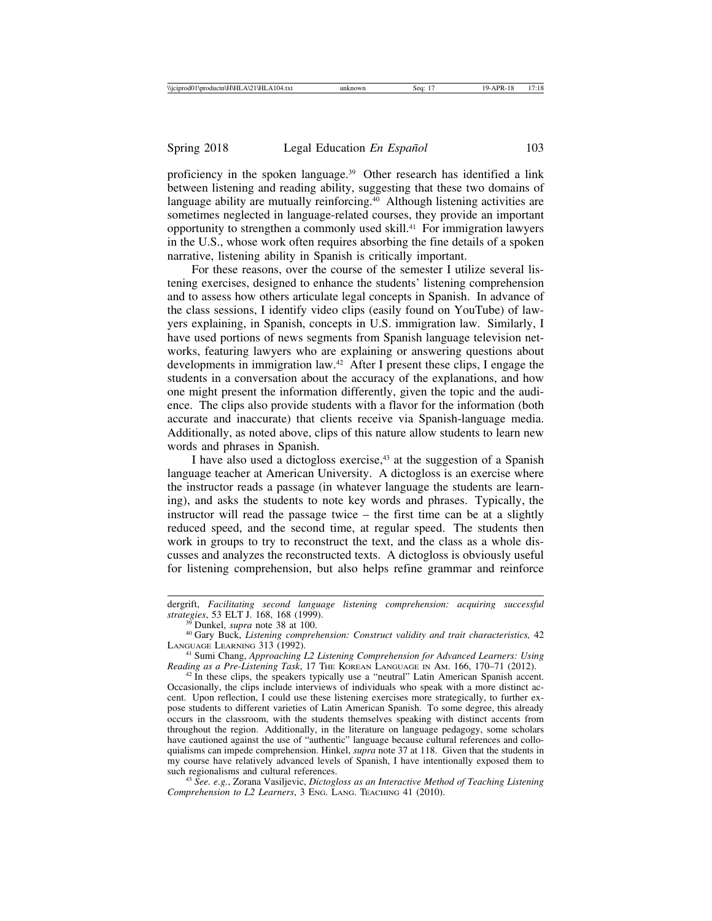proficiency in the spoken language.[39] Other research has identified a link between listening and reading ability, suggesting that these two domains of language ability are mutually reinforcing.[40] Although listening activities are sometimes neglected in language-related courses, they provide an important opportunity to strengthen a commonly used skill.[41] For immigration lawyers in the U.S., whose work often requires absorbing the fine details of a spoken narrative, listening ability in Spanish is critically important.

For these reasons, over the course of the semester I utilize several listening exercises, designed to enhance the students' listening comprehension and to assess how others articulate legal concepts in Spanish. In advance of the class sessions, I identify video clips (easily found on YouTube) of lawyers explaining, in Spanish, concepts in U.S. immigration law. Similarly, I have used portions of news segments from Spanish language television networks, featuring lawyers who are explaining or answering questions about developments in immigration law.[42] After I present these clips, I engage the students in a conversation about the accuracy of the explanations, and how one might present the information differently, given the topic and the audience. The clips also provide students with a flavor for the information (both accurate and inaccurate) that clients receive via Spanish-language media. Additionally, as noted above, clips of this nature allow students to learn new words and phrases in Spanish.

I have also used a dictogloss exercise,[43] at the suggestion of a Spanish language teacher at American University. A dictogloss is an exercise where the instructor reads a passage (in whatever language the students are learning), and asks the students to note key words and phrases. Typically, the instructor will read the passage twice – the first time can be at a slightly reduced speed, and the second time, at regular speed. The students then work in groups to try to reconstruct the text, and the class as a whole discusses and analyzes the reconstructed texts. A dictogloss is obviously useful for listening comprehension, but also helps refine grammar and reinforce

---

dergrift, *Facilitating second language listening comprehension: acquiring successful strategies*, 53 ELT J. 168, 168 (1999).

[39] Dunkel, *supra* note 38 at 100.

[40] Gary Buck, *Listening comprehension: Construct validity and trait characteristics,* 42 Language Learning 313 (1992).

[41] Sumi Chang, *Approaching L2 Listening Comprehension for Advanced Learners: Using Reading as a Pre-Listening Task*, 17 The Korean Language in Am. 166, 170–71 (2012).

[42] In these clips, the speakers typically use a "neutral" Latin American Spanish accent. Occasionally, the clips include interviews of individuals who speak with a more distinct accent. Upon reflection, I could use these listening exercises more strategically, to further expose students to different varieties of Latin American Spanish. To some degree, this already occurs in the classroom, with the students themselves speaking with distinct accents from throughout the region. Additionally, in the literature on language pedagogy, some scholars have cautioned against the use of "authentic" language because cultural references and colloquialisms can impede comprehension. Hinkel, *supra* note 37 at 118. Given that the students in my course have relatively advanced levels of Spanish, I have intentionally exposed them to such regionalisms and cultural references.

[43] *See. e.g.*, Zorana Vasiljevic, *Dictogloss as an Interactive Method of Teaching Listening Comprehension to L2 Learners*, 3 Eng. Lang. Teaching 41 (2010).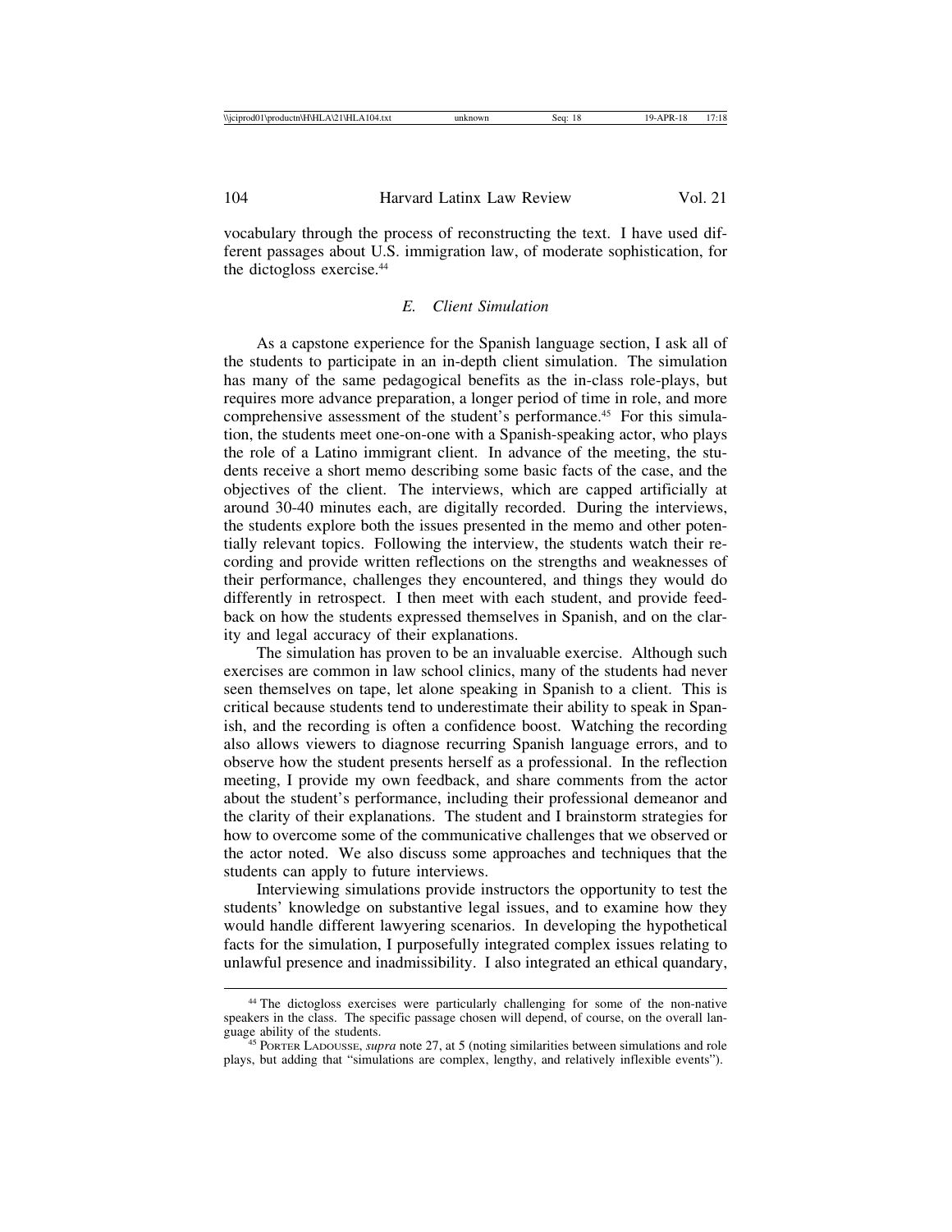vocabulary through the process of reconstructing the text. I have used different passages about U.S. immigration law, of moderate sophistication, for the dictogloss exercise.[44]

### *E. Client Simulation*

As a capstone experience for the Spanish language section, I ask all of the students to participate in an in-depth client simulation. The simulation has many of the same pedagogical benefits as the in-class role-plays, but requires more advance preparation, a longer period of time in role, and more comprehensive assessment of the student's performance.[45] For this simulation, the students meet one-on-one with a Spanish-speaking actor, who plays the role of a Latino immigrant client. In advance of the meeting, the students receive a short memo describing some basic facts of the case, and the objectives of the client. The interviews, which are capped artificially at around 30-40 minutes each, are digitally recorded. During the interviews, the students explore both the issues presented in the memo and other potentially relevant topics. Following the interview, the students watch their recording and provide written reflections on the strengths and weaknesses of their performance, challenges they encountered, and things they would do differently in retrospect. I then meet with each student, and provide feedback on how the students expressed themselves in Spanish, and on the clarity and legal accuracy of their explanations.

The simulation has proven to be an invaluable exercise. Although such exercises are common in law school clinics, many of the students had never seen themselves on tape, let alone speaking in Spanish to a client. This is critical because students tend to underestimate their ability to speak in Spanish, and the recording is often a confidence boost. Watching the recording also allows viewers to diagnose recurring Spanish language errors, and to observe how the student presents herself as a professional. In the reflection meeting, I provide my own feedback, and share comments from the actor about the student's performance, including their professional demeanor and the clarity of their explanations. The student and I brainstorm strategies for how to overcome some of the communicative challenges that we observed or the actor noted. We also discuss some approaches and techniques that the students can apply to future interviews.

Interviewing simulations provide instructors the opportunity to test the students' knowledge on substantive legal issues, and to examine how they would handle different lawyering scenarios. In developing the hypothetical facts for the simulation, I purposefully integrated complex issues relating to unlawful presence and inadmissibility. I also integrated an ethical quandary,

---

[44] The dictogloss exercises were particularly challenging for some of the non-native speakers in the class. The specific passage chosen will depend, of course, on the overall language ability of the students.

[45] PORTER LADOUSSE, *supra* note 27, at 5 (noting similarities between simulations and role plays, but adding that "simulations are complex, lengthy, and relatively inflexible events").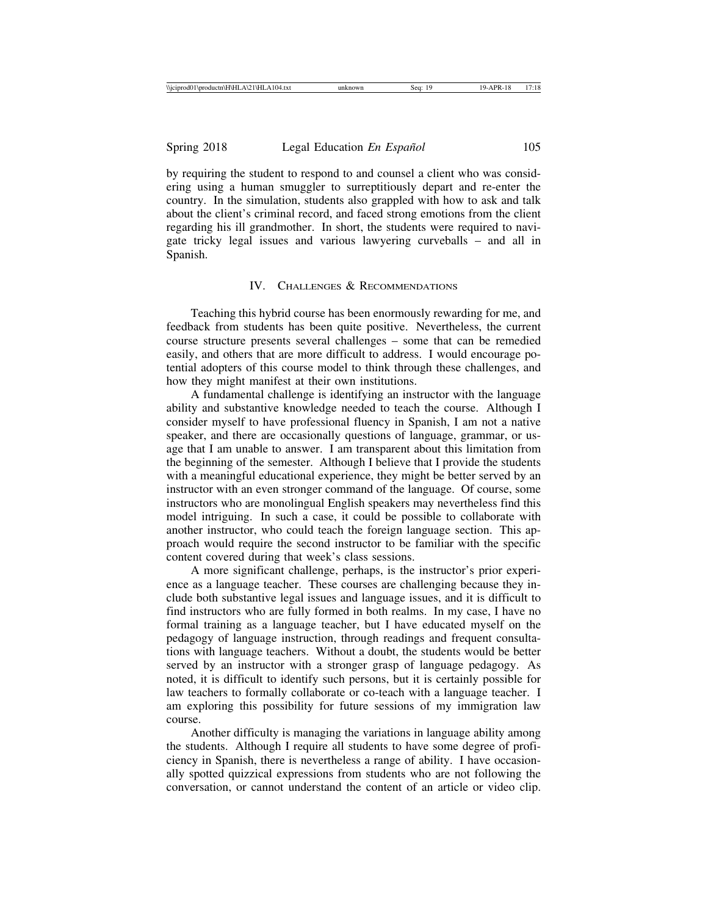by requiring the student to respond to and counsel a client who was considering using a human smuggler to surreptitiously depart and re-enter the country. In the simulation, students also grappled with how to ask and talk about the client's criminal record, and faced strong emotions from the client regarding his ill grandmother. In short, the students were required to navigate tricky legal issues and various lawyering curveballs – and all in Spanish.

## IV. Challenges & Recommendations

Teaching this hybrid course has been enormously rewarding for me, and feedback from students has been quite positive. Nevertheless, the current course structure presents several challenges – some that can be remedied easily, and others that are more difficult to address. I would encourage potential adopters of this course model to think through these challenges, and how they might manifest at their own institutions.

A fundamental challenge is identifying an instructor with the language ability and substantive knowledge needed to teach the course. Although I consider myself to have professional fluency in Spanish, I am not a native speaker, and there are occasionally questions of language, grammar, or usage that I am unable to answer. I am transparent about this limitation from the beginning of the semester. Although I believe that I provide the students with a meaningful educational experience, they might be better served by an instructor with an even stronger command of the language. Of course, some instructors who are monolingual English speakers may nevertheless find this model intriguing. In such a case, it could be possible to collaborate with another instructor, who could teach the foreign language section. This approach would require the second instructor to be familiar with the specific content covered during that week's class sessions.

A more significant challenge, perhaps, is the instructor's prior experience as a language teacher. These courses are challenging because they include both substantive legal issues and language issues, and it is difficult to find instructors who are fully formed in both realms. In my case, I have no formal training as a language teacher, but I have educated myself on the pedagogy of language instruction, through readings and frequent consultations with language teachers. Without a doubt, the students would be better served by an instructor with a stronger grasp of language pedagogy. As noted, it is difficult to identify such persons, but it is certainly possible for law teachers to formally collaborate or co-teach with a language teacher. I am exploring this possibility for future sessions of my immigration law course.

Another difficulty is managing the variations in language ability among the students. Although I require all students to have some degree of proficiency in Spanish, there is nevertheless a range of ability. I have occasionally spotted quizzical expressions from students who are not following the conversation, or cannot understand the content of an article or video clip.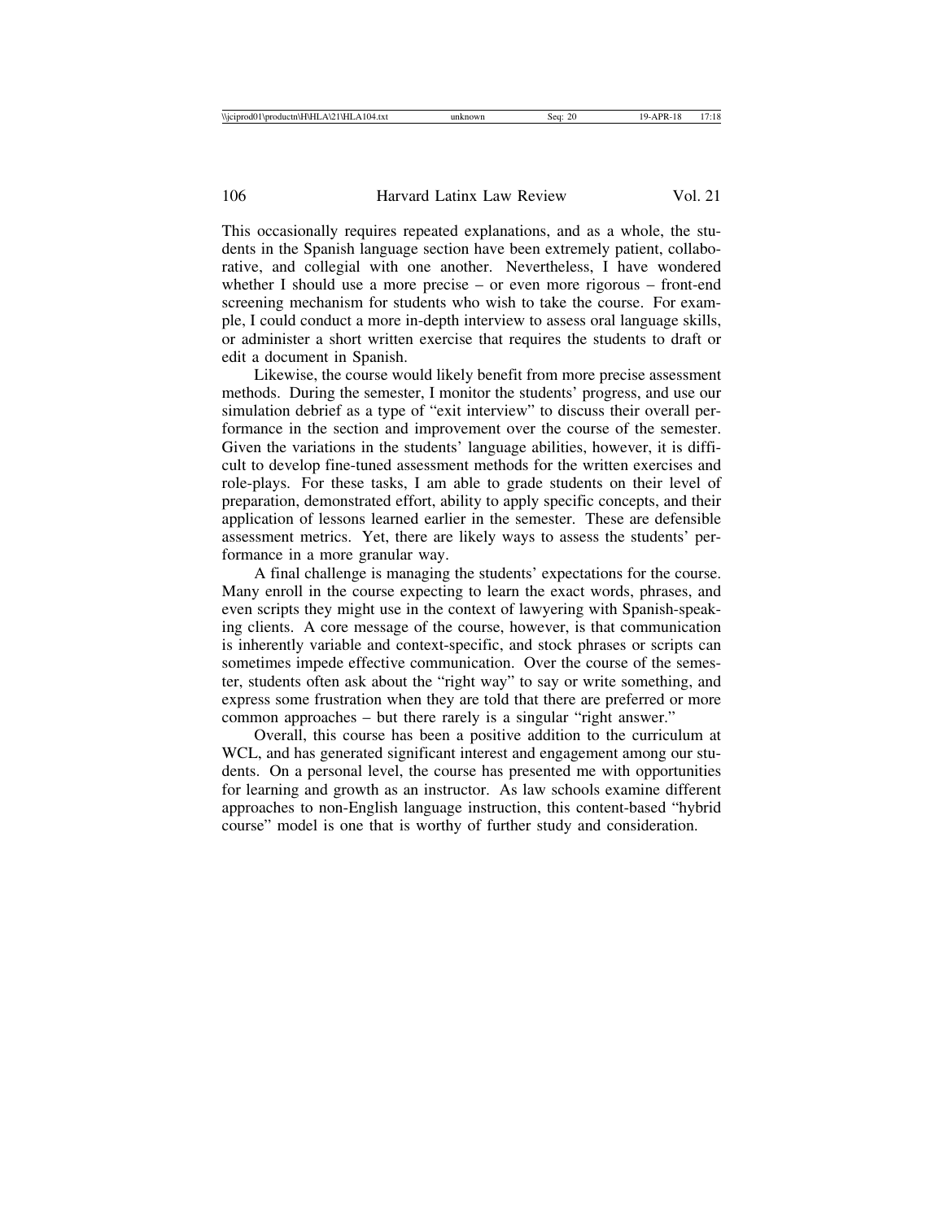This occasionally requires repeated explanations, and as a whole, the students in the Spanish language section have been extremely patient, collaborative, and collegial with one another. Nevertheless, I have wondered whether I should use a more precise – or even more rigorous – front-end screening mechanism for students who wish to take the course. For example, I could conduct a more in-depth interview to assess oral language skills, or administer a short written exercise that requires the students to draft or edit a document in Spanish.

Likewise, the course would likely benefit from more precise assessment methods. During the semester, I monitor the students' progress, and use our simulation debrief as a type of "exit interview" to discuss their overall performance in the section and improvement over the course of the semester. Given the variations in the students' language abilities, however, it is difficult to develop fine-tuned assessment methods for the written exercises and role-plays. For these tasks, I am able to grade students on their level of preparation, demonstrated effort, ability to apply specific concepts, and their application of lessons learned earlier in the semester. These are defensible assessment metrics. Yet, there are likely ways to assess the students' performance in a more granular way.

A final challenge is managing the students' expectations for the course. Many enroll in the course expecting to learn the exact words, phrases, and even scripts they might use in the context of lawyering with Spanish-speaking clients. A core message of the course, however, is that communication is inherently variable and context-specific, and stock phrases or scripts can sometimes impede effective communication. Over the course of the semester, students often ask about the "right way" to say or write something, and express some frustration when they are told that there are preferred or more common approaches – but there rarely is a singular "right answer."

Overall, this course has been a positive addition to the curriculum at WCL, and has generated significant interest and engagement among our students. On a personal level, the course has presented me with opportunities for learning and growth as an instructor. As law schools examine different approaches to non-English language instruction, this content-based "hybrid course" model is one that is worthy of further study and consideration.